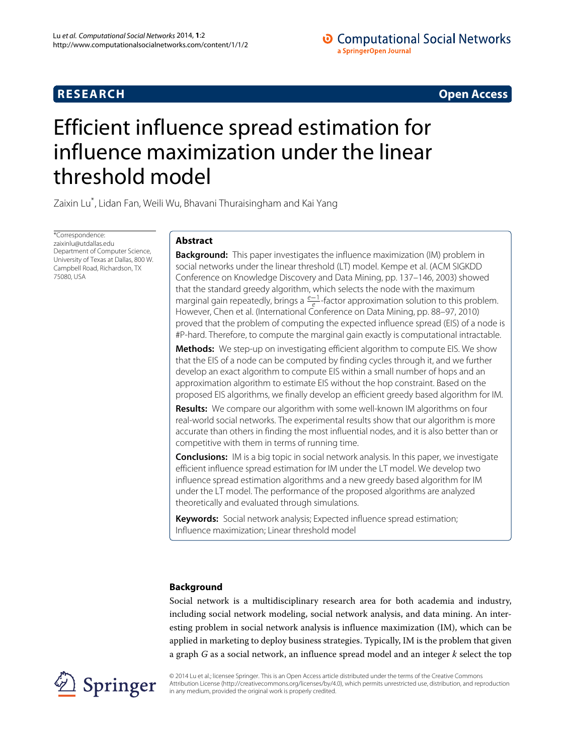**RESEARCH** **Open Access**

# Efficient influence spread estimation for influence maximization under the linear threshold model

Zaixin Lu*, Lidan Fan, Weili Wu, Bhavani Thuraisingham and Kai Yang

*Correspondence: zaixinlu@utdallas.edu
Department of Computer Science, University of Texas at Dallas, 800 W. Campbell Road, Richardson, TX 75080, USA

## Abstract

**Background:** This paper investigates the influence maximization (IM) problem in social networks under the linear threshold (LT) model. Kempe et al. (ACM SIGKDD Conference on Knowledge Discovery and Data Mining, pp. 137–146, 2003) showed that the standard greedy algorithm, which selects the node with the maximum marginal gain repeatedly, brings a $\frac{e-1}{e}$-factor approximation solution to this problem. However, Chen et al. (International Conference on Data Mining, pp. 88–97, 2010) proved that the problem of computing the expected influence spread (EIS) of a node is #P-hard. Therefore, to compute the marginal gain exactly is computational intractable.

**Methods:** We step-up on investigating efficient algorithm to compute EIS. We show that the EIS of a node can be computed by finding cycles through it, and we further develop an exact algorithm to compute EIS within a small number of hops and an approximation algorithm to estimate EIS without the hop constraint. Based on the proposed EIS algorithms, we finally develop an efficient greedy based algorithm for IM.

**Results:** We compare our algorithm with some well-known IM algorithms on four real-world social networks. The experimental results show that our algorithm is more accurate than others in finding the most influential nodes, and it is also better than or competitive with them in terms of running time.

**Conclusions:** IM is a big topic in social network analysis. In this paper, we investigate efficient influence spread estimation for IM under the LT model. We develop two influence spread estimation algorithms and a new greedy based algorithm for IM under the LT model. The performance of the proposed algorithms are analyzed theoretically and evaluated through simulations.

**Keywords:** Social network analysis; Expected influence spread estimation; Influence maximization; Linear threshold model

## Background

Social network is a multidisciplinary research area for both academia and industry, including social network modeling, social network analysis, and data mining. An interesting problem in social network analysis is influence maximization (IM), which can be applied in marketing to deploy business strategies. Typically, IM is the problem that given a graph $G$ as a social network, an influence spread model and an integer $k$ select the top

© 2014 Lu et al.; licensee Springer. This is an Open Access article distributed under the terms of the Creative Commons Attribution License (http://creativecommons.org/licenses/by/4.0), which permits unrestricted use, distribution, and reproduction in any medium, provided the original work is properly credited.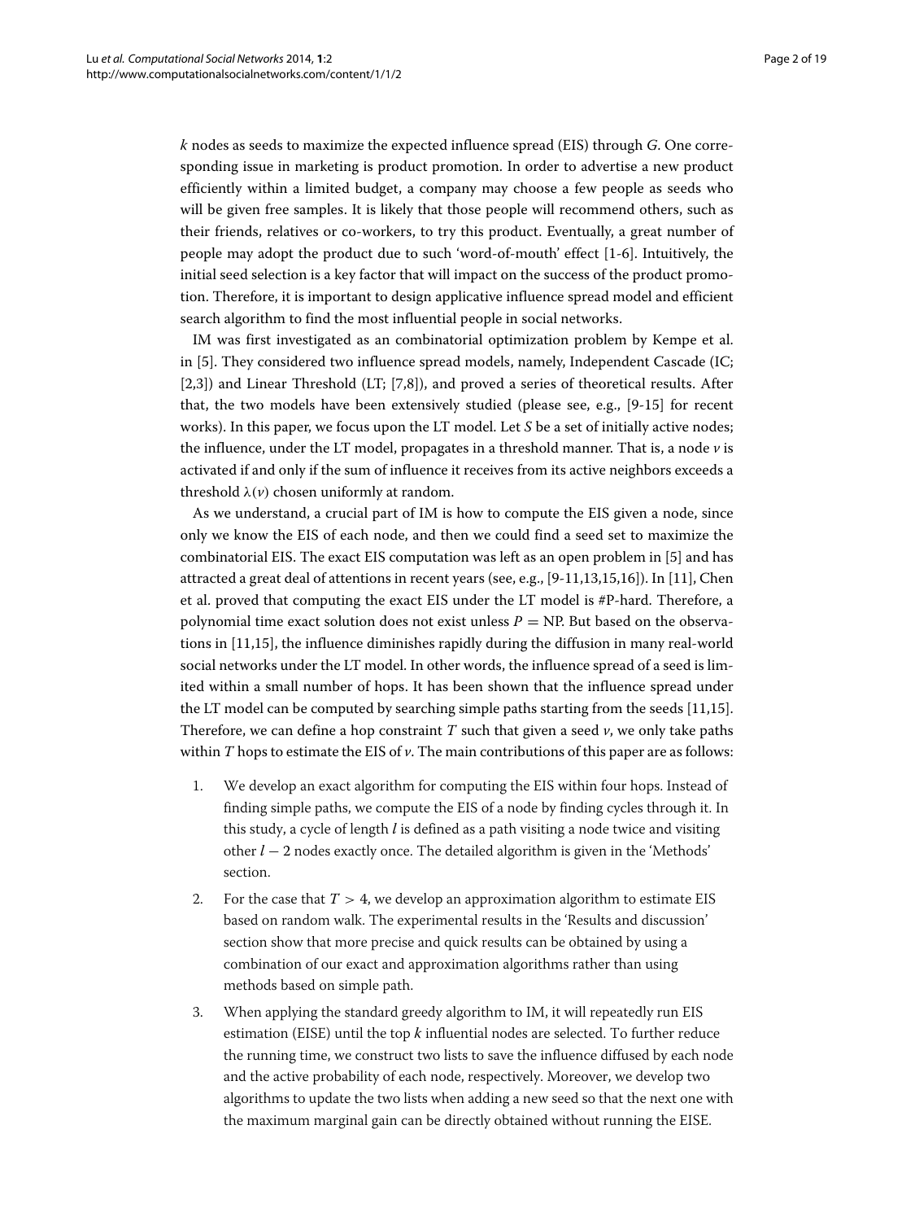$k$ nodes as seeds to maximize the expected influence spread (EIS) through $G$. One corresponding issue in marketing is product promotion. In order to advertise a new product efficiently within a limited budget, a company may choose a few people as seeds who will be given free samples. It is likely that those people will recommend others, such as their friends, relatives or co-workers, to try this product. Eventually, a great number of people may adopt the product due to such 'word-of-mouth' effect [1-6]. Intuitively, the initial seed selection is a key factor that will impact on the success of the product promotion. Therefore, it is important to design applicative influence spread model and efficient search algorithm to find the most influential people in social networks.

IM was first investigated as an combinatorial optimization problem by Kempe et al. in [5]. They considered two influence spread models, namely, Independent Cascade (IC; [2,3]) and Linear Threshold (LT; [7,8]), and proved a series of theoretical results. After that, the two models have been extensively studied (please see, e.g., [9-15] for recent works). In this paper, we focus upon the LT model. Let $S$ be a set of initially active nodes; the influence, under the LT model, propagates in a threshold manner. That is, a node $v$ is activated if and only if the sum of influence it receives from its active neighbors exceeds a threshold $\lambda(v)$ chosen uniformly at random.

As we understand, a crucial part of IM is how to compute the EIS given a node, since only we know the EIS of each node, and then we could find a seed set to maximize the combinatorial EIS. The exact EIS computation was left as an open problem in [5] and has attracted a great deal of attentions in recent years (see, e.g., [9-11,13,15,16]). In [11], Chen et al. proved that computing the exact EIS under the LT model is #P-hard. Therefore, a polynomial time exact solution does not exist unless $P = \text{NP}$. But based on the observations in [11,15], the influence diminishes rapidly during the diffusion in many real-world social networks under the LT model. In other words, the influence spread of a seed is limited within a small number of hops. It has been shown that the influence spread under the LT model can be computed by searching simple paths starting from the seeds [11,15]. Therefore, we can define a hop constraint $T$ such that given a seed $v$, we only take paths within $T$ hops to estimate the EIS of $v$. The main contributions of this paper are as follows:

1. We develop an exact algorithm for computing the EIS within four hops. Instead of finding simple paths, we compute the EIS of a node by finding cycles through it. In this study, a cycle of length $l$ is defined as a path visiting a node twice and visiting other $l - 2$ nodes exactly once. The detailed algorithm is given in the 'Methods' section.
2. For the case that $T > 4$, we develop an approximation algorithm to estimate EIS based on random walk. The experimental results in the 'Results and discussion' section show that more precise and quick results can be obtained by using a combination of our exact and approximation algorithms rather than using methods based on simple path.
3. When applying the standard greedy algorithm to IM, it will repeatedly run EIS estimation (EISE) until the top $k$ influential nodes are selected. To further reduce the running time, we construct two lists to save the influence diffused by each node and the active probability of each node, respectively. Moreover, we develop two algorithms to update the two lists when adding a new seed so that the next one with the maximum marginal gain can be directly obtained without running the EISE.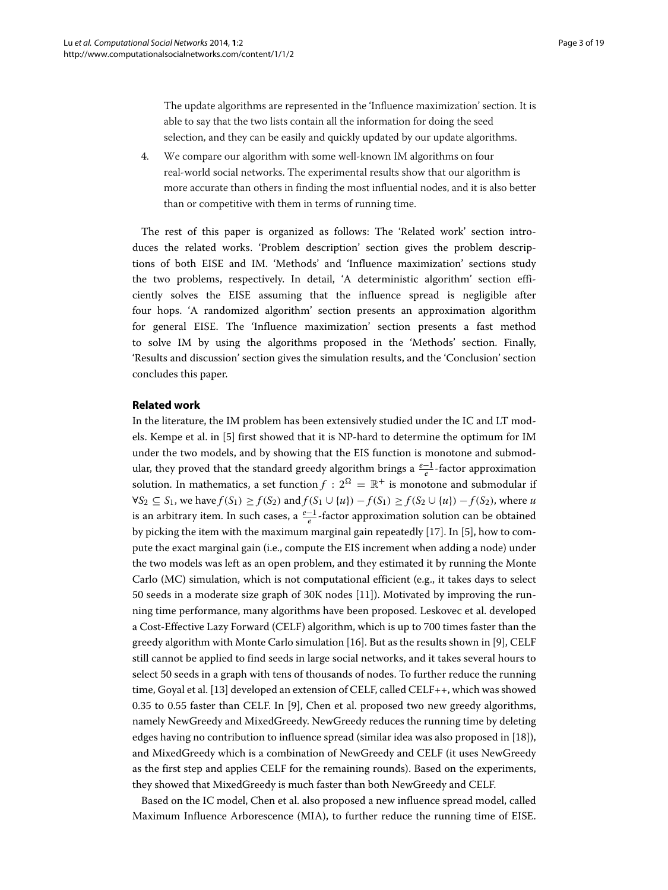The update algorithms are represented in the 'Influence maximization' section. It is able to say that the two lists contain all the information for doing the seed selection, and they can be easily and quickly updated by our update algorithms.

4. We compare our algorithm with some well-known IM algorithms on four real-world social networks. The experimental results show that our algorithm is more accurate than others in finding the most influential nodes, and it is also better than or competitive with them in terms of running time.

The rest of this paper is organized as follows: The 'Related work' section introduces the related works. 'Problem description' section gives the problem descriptions of both EISE and IM. 'Methods' and 'Influence maximization' sections study the two problems, respectively. In detail, 'A deterministic algorithm' section efficiently solves the EISE assuming that the influence spread is negligible after four hops. 'A randomized algorithm' section presents an approximation algorithm for general EISE. The 'Influence maximization' section presents a fast method to solve IM by using the algorithms proposed in the 'Methods' section. Finally, 'Results and discussion' section gives the simulation results, and the 'Conclusion' section concludes this paper.

## Related work

In the literature, the IM problem has been extensively studied under the IC and LT models. Kempe et al. in [5] first showed that it is NP-hard to determine the optimum for IM under the two models, and by showing that the EIS function is monotone and submodular, they proved that the standard greedy algorithm brings a $\frac{e-1}{e}$-factor approximation solution. In mathematics, a set function $f : 2^{\Omega} = \mathbb{R}^{+}$ is monotone and submodular if $\forall S_2 \subseteq S_1$, we have $f(S_1) \geq f(S_2)$ and $f(S_1 \cup \{u\}) - f(S_1) \geq f(S_2 \cup \{u\}) - f(S_2)$, where $u$ is an arbitrary item. In such cases, a $\frac{e-1}{e}$-factor approximation solution can be obtained by picking the item with the maximum marginal gain repeatedly [17]. In [5], how to compute the exact marginal gain (i.e., compute the EIS increment when adding a node) under the two models was left as an open problem, and they estimated it by running the Monte Carlo (MC) simulation, which is not computational efficient (e.g., it takes days to select 50 seeds in a moderate size graph of 30K nodes [11]). Motivated by improving the running time performance, many algorithms have been proposed. Leskovec et al. developed a Cost-Effective Lazy Forward (CELF) algorithm, which is up to 700 times faster than the greedy algorithm with Monte Carlo simulation [16]. But as the results shown in [9], CELF still cannot be applied to find seeds in large social networks, and it takes several hours to select 50 seeds in a graph with tens of thousands of nodes. To further reduce the running time, Goyal et al. [13] developed an extension of CELF, called CELF++, which was showed 0.35 to 0.55 faster than CELF. In [9], Chen et al. proposed two new greedy algorithms, namely NewGreedy and MixedGreedy. NewGreedy reduces the running time by deleting edges having no contribution to influence spread (similar idea was also proposed in [18]), and MixedGreedy which is a combination of NewGreedy and CELF (it uses NewGreedy as the first step and applies CELF for the remaining rounds). Based on the experiments, they showed that MixedGreedy is much faster than both NewGreedy and CELF.

Based on the IC model, Chen et al. also proposed a new influence spread model, called Maximum Influence Arborescence (MIA), to further reduce the running time of EISE.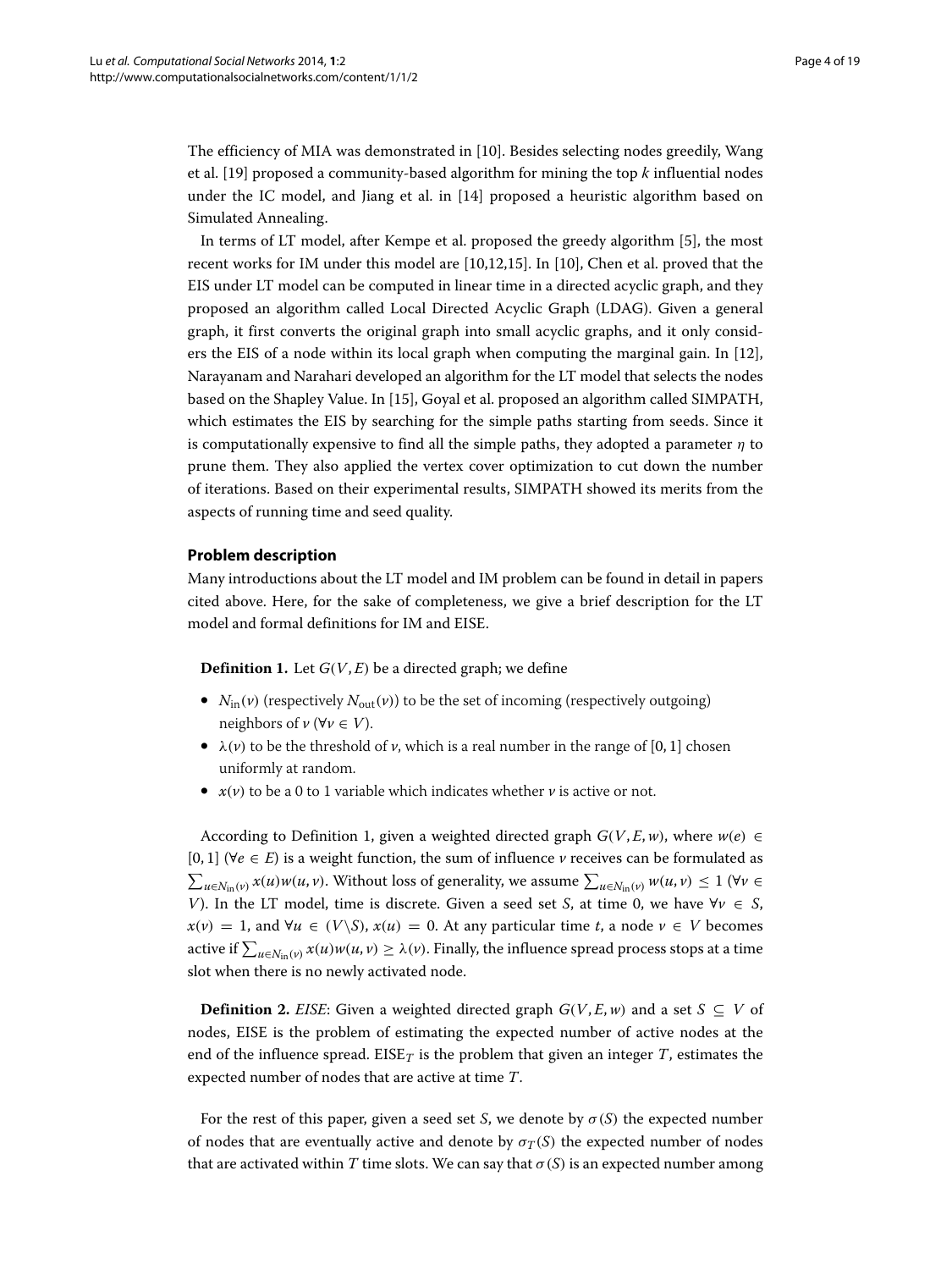The efficiency of MIA was demonstrated in [10]. Besides selecting nodes greedily, Wang et al. [19] proposed a community-based algorithm for mining the top $k$ influential nodes under the IC model, and Jiang et al. in [14] proposed a heuristic algorithm based on Simulated Annealing.

In terms of LT model, after Kempe et al. proposed the greedy algorithm [5], the most recent works for IM under this model are [10,12,15]. In [10], Chen et al. proved that the EIS under LT model can be computed in linear time in a directed acyclic graph, and they proposed an algorithm called Local Directed Acyclic Graph (LDAG). Given a general graph, it first converts the original graph into small acyclic graphs, and it only considers the EIS of a node within its local graph when computing the marginal gain. In [12], Narayanam and Narahari developed an algorithm for the LT model that selects the nodes based on the Shapley Value. In [15], Goyal et al. proposed an algorithm called SIMPATH, which estimates the EIS by searching for the simple paths starting from seeds. Since it is computationally expensive to find all the simple paths, they adopted a parameter $\eta$ to prune them. They also applied the vertex cover optimization to cut down the number of iterations. Based on their experimental results, SIMPATH showed its merits from the aspects of running time and seed quality.

## Problem description

Many introductions about the LT model and IM problem can be found in detail in papers cited above. Here, for the sake of completeness, we give a brief description for the LT model and formal definitions for IM and EISE.

**Definition 1.** Let $G(V, E)$ be a directed graph; we define

- $N_{\text{in}}(v)$ (respectively $N_{\text{out}}(v)$) to be the set of incoming (respectively outgoing) neighbors of $v$ ($\forall v \in V$).
- $\lambda(v)$ to be the threshold of $v$, which is a real number in the range of $[0, 1]$ chosen uniformly at random.
- $x(v)$ to be a 0 to 1 variable which indicates whether $v$ is active or not.

According to Definition 1, given a weighted directed graph $G(V, E, w)$, where $w(e) \in [0, 1]$ ($\forall e \in E$) is a weight function, the sum of influence $v$ receives can be formulated as $\sum_{u \in N_{\text{in}}(v)} x(u)w(u, v)$. Without loss of generality, we assume $\sum_{u \in N_{\text{in}}(v)} w(u, v) \leq 1$ ($\forall v \in V$). In the LT model, time is discrete. Given a seed set $S$, at time 0, we have $\forall v \in S$, $x(v) = 1$, and $\forall u \in (V \backslash S)$, $x(u) = 0$. At any particular time $t$, a node $v \in V$ becomes active if $\sum_{u \in N_{\text{in}}(v)} x(u)w(u, v) \geq \lambda(v)$. Finally, the influence spread process stops at a time slot when there is no newly activated node.

**Definition 2.** *EISE*: Given a weighted directed graph $G(V, E, w)$ and a set $S \subseteq V$ of nodes, EISE is the problem of estimating the expected number of active nodes at the end of the influence spread. $\text{EISE}_T$ is the problem that given an integer $T$, estimates the expected number of nodes that are active at time $T$.

For the rest of this paper, given a seed set $S$, we denote by $\sigma(S)$ the expected number of nodes that are eventually active and denote by $\sigma_T(S)$ the expected number of nodes that are activated within $T$ time slots. We can say that $\sigma(S)$ is an expected number among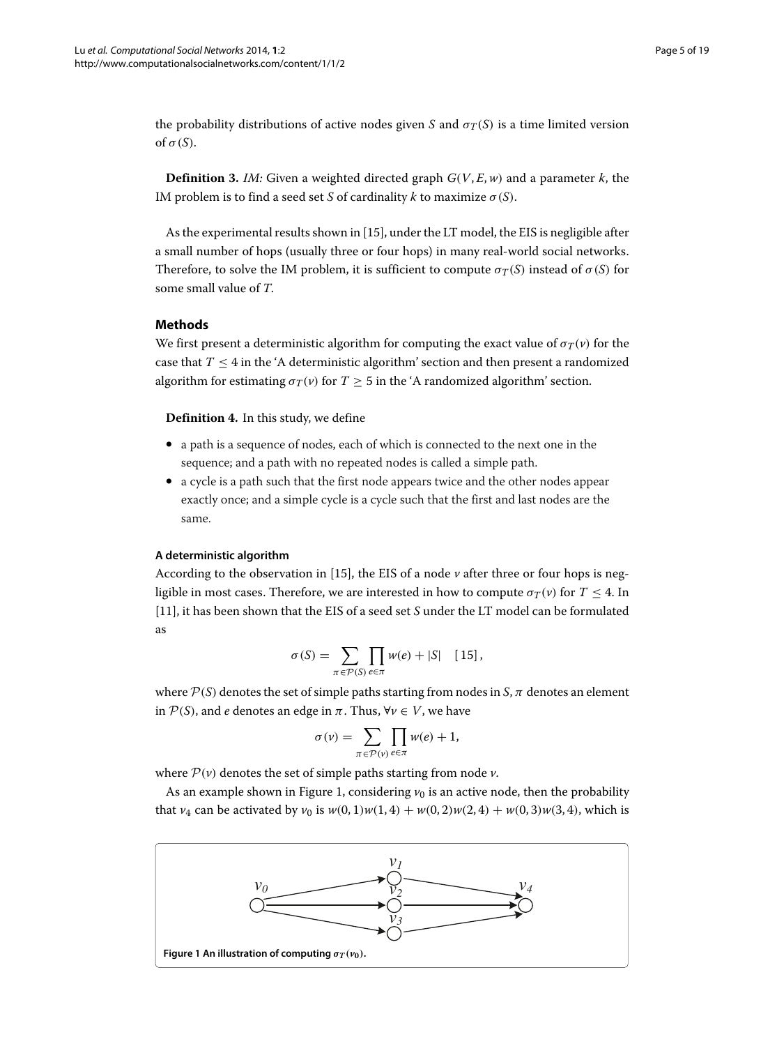the probability distributions of active nodes given $S$ and $\sigma_T(S)$ is a time limited version of $\sigma(S)$.

**Definition 3.** *IM:* Given a weighted directed graph $G(V, E, w)$ and a parameter $k$, the IM problem is to find a seed set $S$ of cardinality $k$ to maximize $\sigma(S)$.

As the experimental results shown in [15], under the LT model, the EIS is negligible after a small number of hops (usually three or four hops) in many real-world social networks. Therefore, to solve the IM problem, it is sufficient to compute $\sigma_T(S)$ instead of $\sigma(S)$ for some small value of $T$.

## Methods

We first present a deterministic algorithm for computing the exact value of $\sigma_T(v)$ for the case that $T \leq 4$ in the 'A deterministic algorithm' section and then present a randomized algorithm for estimating $\sigma_T(v)$ for $T \geq 5$ in the 'A randomized algorithm' section.

**Definition 4.** In this study, we define

- a path is a sequence of nodes, each of which is connected to the next one in the sequence; and a path with no repeated nodes is called a simple path.
- a cycle is a path such that the first node appears twice and the other nodes appear exactly once; and a simple cycle is a cycle such that the first and last nodes are the same.

### A deterministic algorithm

According to the observation in [15], the EIS of a node $v$ after three or four hops is negligible in most cases. Therefore, we are interested in how to compute $\sigma_T(v)$ for $T \leq 4$. In [11], it has been shown that the EIS of a seed set $S$ under the LT model can be formulated as

$$\sigma(S) = \sum_{\pi \in \mathcal{P}(S)} \prod_{e \in \pi} w(e) + |S| \quad [15],$$

where $\mathcal{P}(S)$ denotes the set of simple paths starting from nodes in $S$, $\pi$ denotes an element in $\mathcal{P}(S)$, and $e$ denotes an edge in $\pi$. Thus, $\forall v \in V$, we have

$$\sigma(v) = \sum_{\pi \in \mathcal{P}(v)} \prod_{e \in \pi} w(e) + 1,$$

where $\mathcal{P}(v)$ denotes the set of simple paths starting from node $v$.

As an example shown in Figure 1, considering $v_0$ is an active node, then the probability that $v_4$ can be activated by $v_0$ is $w(0,1)w(1,4) + w(0,2)w(2,4) + w(0,3)w(3,4)$, which is

$v_0$
$v_1$
$v_2$
$v_3$
$v_4$

**Figure 1 An illustration of computing $\sigma_T(v_0)$.**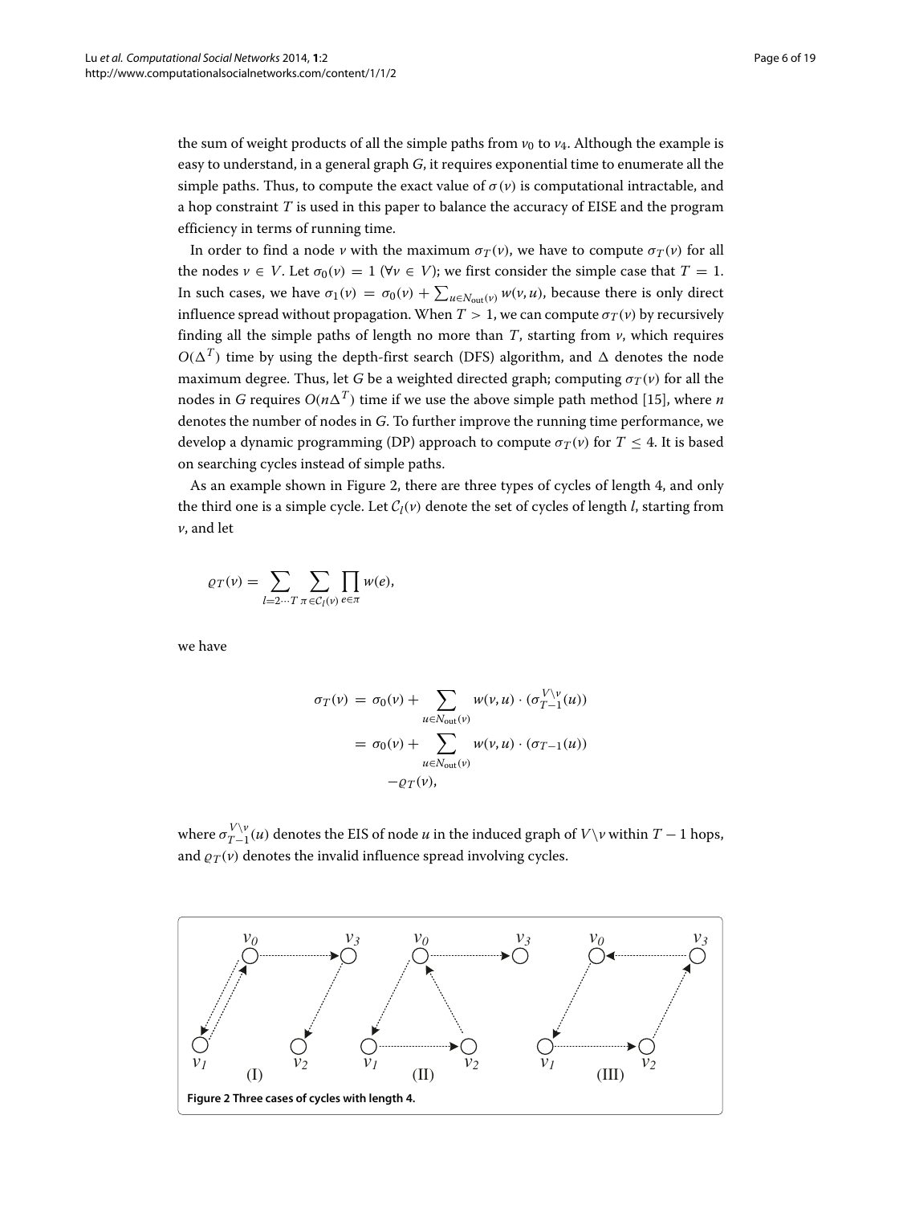the sum of weight products of all the simple paths from $v_0$ to $v_4$. Although the example is easy to understand, in a general graph $G$, it requires exponential time to enumerate all the simple paths. Thus, to compute the exact value of $\sigma(v)$ is computational intractable, and a hop constraint $T$ is used in this paper to balance the accuracy of EISE and the program efficiency in terms of running time.

In order to find a node $v$ with the maximum $\sigma_T(v)$, we have to compute $\sigma_T(v)$ for all the nodes $v \in V$. Let $\sigma_0(v) = 1$ ($\forall v \in V$); we first consider the simple case that $T = 1$. In such cases, we have $\sigma_1(v) = \sigma_0(v) + \sum_{u \in N_{\text{out}}(v)} w(v, u)$, because there is only direct influence spread without propagation. When $T > 1$, we can compute $\sigma_T(v)$ by recursively finding all the simple paths of length no more than $T$, starting from $v$, which requires $O(\Delta^T)$ time by using the depth-first search (DFS) algorithm, and $\Delta$ denotes the node maximum degree. Thus, let $G$ be a weighted directed graph; computing $\sigma_T(v)$ for all the nodes in $G$ requires $O(n\Delta^T)$ time if we use the above simple path method [15], where $n$ denotes the number of nodes in $G$. To further improve the running time performance, we develop a dynamic programming (DP) approach to compute $\sigma_T(v)$ for $T \leq 4$. It is based on searching cycles instead of simple paths.

As an example shown in Figure 2, there are three types of cycles of length 4, and only the third one is a simple cycle. Let $\mathcal{C}_l(v)$ denote the set of cycles of length $l$, starting from $v$, and let

$$\varrho_T(v) = \sum_{l=2\cdots T} \sum_{\pi \in \mathcal{C}_l(v)} \prod_{e \in \pi} w(e),$$

we have

$$\begin{aligned} \sigma_T(v) &= \sigma_0(v) + \sum_{u \in N_{\text{out}}(v)} w(v,u) \cdot (\sigma_{T-1}^{V\backslash v}(u)) \\ &= \sigma_0(v) + \sum_{u \in N_{\text{out}}(v)} w(v,u) \cdot (\sigma_{T-1}(u)) \\ &\quad - \varrho_T(v), \end{aligned}$$

where $\sigma_{T-1}^{V\backslash v}(u)$ denotes the EIS of node $u$ in the induced graph of $V\backslash v$ within $T-1$ hops, and $\varrho_T(v)$ denotes the invalid influence spread involving cycles.

**Figure 2 Three cases of cycles with length 4.**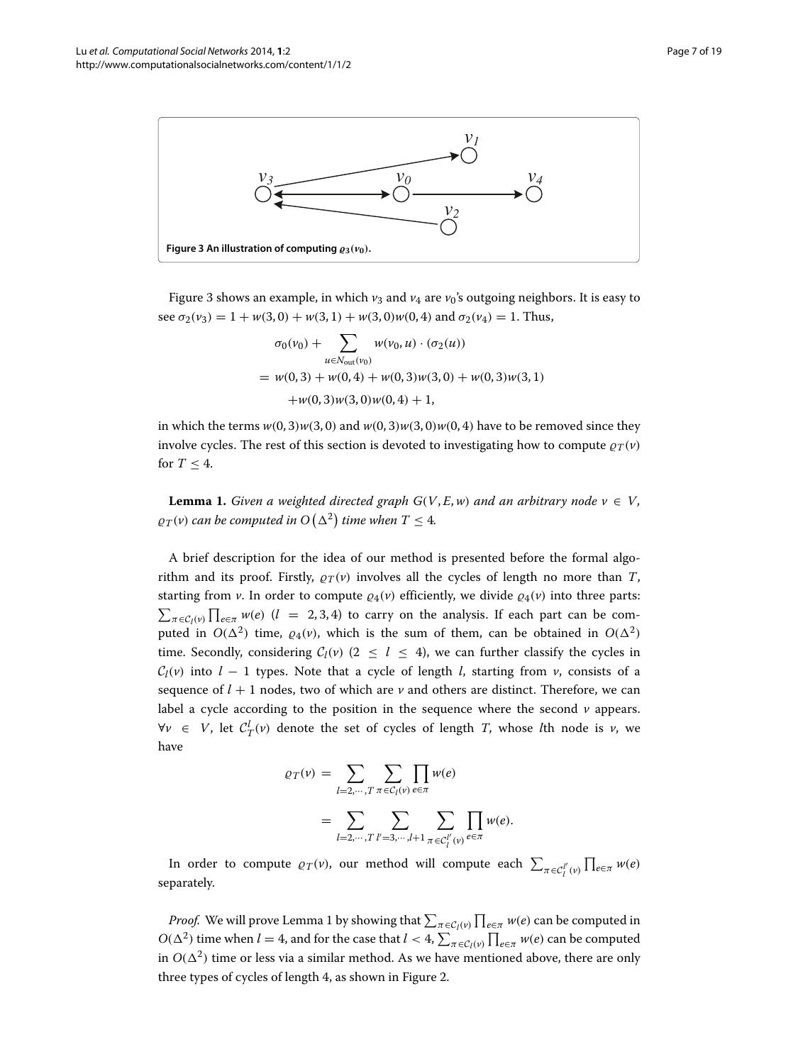**Figure 3 An illustration of computing $\varrho_3(v_0)$.**

Figure 3 shows an example, in which $v_3$ and $v_4$ are $v_0$'s outgoing neighbors. It is easy to see $\sigma_2(v_3) = 1 + w(3,0) + w(3,1) + w(3,0)w(0,4)$ and $\sigma_2(v_4) = 1$. Thus,

$$
\begin{aligned}
&\sigma_0(v_0) + \sum_{u \in N_{\text{out}}(v_0)} w(v_0, u) \cdot (\sigma_2(u)) \\
&= w(0,3) + w(0,4) + w(0,3)w(3,0) + w(0,3)w(3,1) \\
&\quad + w(0,3)w(3,0)w(0,4) + 1,
\end{aligned}
$$

in which the terms $w(0,3)w(3,0)$ and $w(0,3)w(3,0)w(0,4)$ have to be removed since they involve cycles. The rest of this section is devoted to investigating how to compute $\varrho_T(v)$ for $T \leq 4$.

**Lemma 1.** *Given a weighted directed graph $G(V,E,w)$ and an arbitrary node $v \in V$, $\varrho_T(v)$ can be computed in $O(\Delta^2)$ time when $T \leq 4$.*

A brief description for the idea of our method is presented before the formal algorithm and its proof. Firstly, $\varrho_T(v)$ involves all the cycles of length no more than $T$, starting from $v$. In order to compute $\varrho_4(v)$ efficiently, we divide $\varrho_4(v)$ into three parts: $\sum_{\pi \in \mathcal{C}_l(v)} \prod_{e \in \pi} w(e)$ $(l = 2,3,4)$ to carry on the analysis. If each part can be computed in $O(\Delta^2)$ time, $\varrho_4(v)$, which is the sum of them, can be obtained in $O(\Delta^2)$ time. Secondly, considering $\mathcal{C}_l(v)$ $(2 \leq l \leq 4)$, we can further classify the cycles in $\mathcal{C}_l(v)$ into $l-1$ types. Note that a cycle of length $l$, starting from $v$, consists of a sequence of $l+1$ nodes, two of which are $v$ and others are distinct. Therefore, we can label a cycle according to the position in the sequence where the second $v$ appears. $\forall v \in V$, let $\mathcal{C}_T^l(v)$ denote the set of cycles of length $T$, whose $l$th node is $v$, we have

$$
\begin{aligned}
\varrho_T(v) &= \sum_{l=2,\cdots,T} \sum_{\pi \in \mathcal{C}_l(v)} \prod_{e \in \pi} w(e) \\
&= \sum_{l=2,\cdots,T} \sum_{l'=3,\cdots,l+1} \sum_{\pi \in \mathcal{C}_l^{l'}(v)} \prod_{e \in \pi} w(e).
\end{aligned}
$$

In order to compute $\varrho_T(v)$, our method will compute each $\sum_{\pi \in \mathcal{C}_l^{l'}(v)} \prod_{e \in \pi} w(e)$ separately.

*Proof.* We will prove Lemma 1 by showing that $\sum_{\pi \in \mathcal{C}_l(v)} \prod_{e \in \pi} w(e)$ can be computed in $O(\Delta^2)$ time when $l = 4$, and for the case that $l < 4$, $\sum_{\pi \in \mathcal{C}_l(v)} \prod_{e \in \pi} w(e)$ can be computed in $O(\Delta^2)$ time or less via a similar method. As we have mentioned above, there are only three types of cycles of length 4, as shown in Figure 2.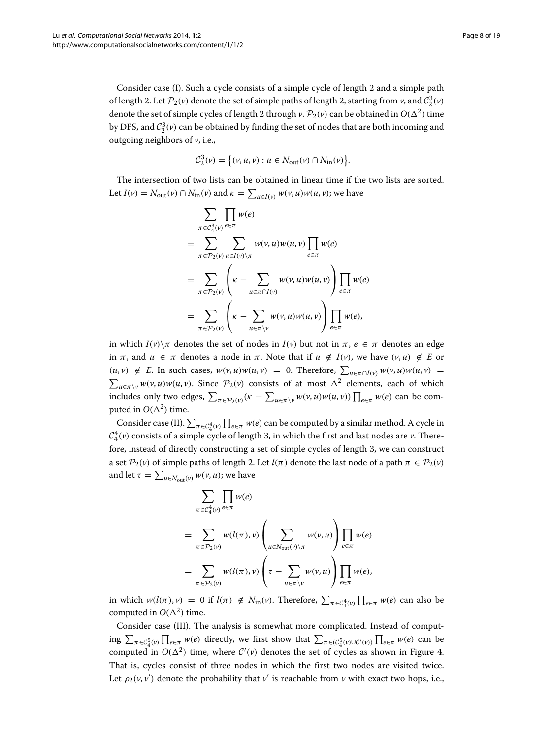Consider case (I). Such a cycle consists of a simple cycle of length 2 and a simple path of length 2. Let $\mathcal{P}_2(v)$ denote the set of simple paths of length 2, starting from $v$, and $\mathcal{C}_2^3(v)$ denote the set of simple cycles of length 2 through $v$. $\mathcal{P}_2(v)$ can be obtained in $O(\Delta^2)$ time by DFS, and $\mathcal{C}_2^3(v)$ can be obtained by finding the set of nodes that are both incoming and outgoing neighbors of $v$, i.e.,

$$\mathcal{C}_2^3(v) = \big\{(v, u, v) : u \in N_{\text{out}}(v) \cap N_{\text{in}}(v)\big\}.$$

The intersection of two lists can be obtained in linear time if the two lists are sorted. Let $I(v) = N_{\text{out}}(v) \cap N_{\text{in}}(v)$ and $\kappa = \sum_{u \in I(v)} w(v, u)w(u, v)$; we have

$$\begin{aligned}
&\sum_{\pi \in \mathcal{C}_4^3(v)} \prod_{e \in \pi} w(e) \\
&= \sum_{\pi \in \mathcal{P}_2(v)} \sum_{u \in I(v) \setminus \pi} w(v, u)w(u, v) \prod_{e \in \pi} w(e) \\
&= \sum_{\pi \in \mathcal{P}_2(v)} \left( \kappa - \sum_{u \in \pi \cap I(v)} w(v, u)w(u, v) \right) \prod_{e \in \pi} w(e) \\
&= \sum_{\pi \in \mathcal{P}_2(v)} \left( \kappa - \sum_{u \in \pi \setminus v} w(v, u)w(u, v) \right) \prod_{e \in \pi} w(e),
\end{aligned}$$

in which $I(v) \setminus \pi$ denotes the set of nodes in $I(v)$ but not in $\pi$, $e \in \pi$ denotes an edge in $\pi$, and $u \in \pi$ denotes a node in $\pi$. Note that if $u \notin I(v)$, we have $(v, u) \notin E$ or $(u, v) \notin E$. In such cases, $w(v, u)w(u, v) = 0$. Therefore, $\sum_{u \in \pi \cap I(v)} w(v, u)w(u, v) = \sum_{u \in \pi \setminus v} w(v, u)w(u, v)$. Since $\mathcal{P}_2(v)$ consists of at most $\Delta^2$ elements, each of which includes only two edges, $\sum_{\pi \in \mathcal{P}_2(v)} (\kappa - \sum_{u \in \pi \setminus v} w(v, u)w(u, v)) \prod_{e \in \pi} w(e)$ can be computed in $O(\Delta^2)$ time.

Consider case (II). $\sum_{\pi \in \mathcal{C}_4^4(v)} \prod_{e \in \pi} w(e)$ can be computed by a similar method. A cycle in $\mathcal{C}_4^4(v)$ consists of a simple cycle of length 3, in which the first and last nodes are $v$. Therefore, instead of directly constructing a set of simple cycles of length 3, we can construct a set $\mathcal{P}_2(v)$ of simple paths of length 2. Let $l(\pi)$ denote the last node of a path $\pi \in \mathcal{P}_2(v)$ and let $\tau = \sum_{u \in N_{\text{out}}(v)} w(v, u)$; we have

$$\begin{aligned}
&\sum_{\pi \in \mathcal{C}_4^4(v)} \prod_{e \in \pi} w(e) \\
&= \sum_{\pi \in \mathcal{P}_2(v)} w(l(\pi), v) \left( \sum_{u \in N_{\text{out}}(v) \setminus \pi} w(v, u) \right) \prod_{e \in \pi} w(e) \\
&= \sum_{\pi \in \mathcal{P}_2(v)} w(l(\pi), v) \left( \tau - \sum_{u \in \pi \setminus v} w(v, u) \right) \prod_{e \in \pi} w(e),
\end{aligned}$$

in which $w(l(\pi), v) = 0$ if $l(\pi) \notin N_{\text{in}}(v)$. Therefore, $\sum_{\pi \in \mathcal{C}_4^4(v)} \prod_{e \in \pi} w(e)$ can also be computed in $O(\Delta^2)$ time.

Consider case (III). The analysis is somewhat more complicated. Instead of computing $\sum_{\pi \in \mathcal{C}_4^5(v)} \prod_{e \in \pi} w(e)$ directly, we first show that $\sum_{\pi \in (\mathcal{C}_4^5(v) \cup \mathcal{C}'(v))} \prod_{e \in \pi} w(e)$ can be computed in $O(\Delta^2)$ time, where $\mathcal{C}'(v)$ denotes the set of cycles as shown in Figure 4. That is, cycles consist of three nodes in which the first two nodes are visited twice. Let $\rho_2(v, v')$ denote the probability that $v'$ is reachable from $v$ with exact two hops, i.e.,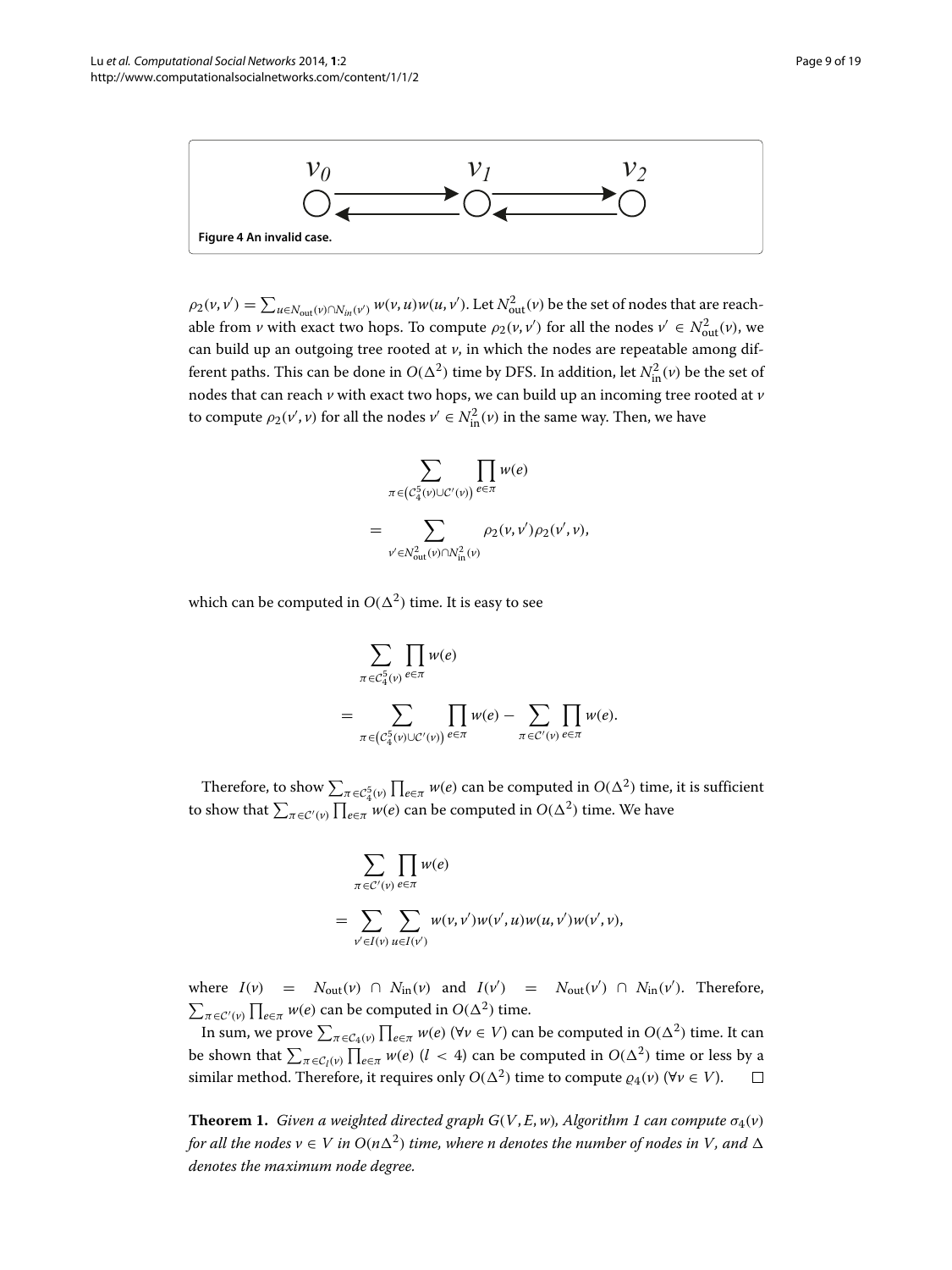$v_0$ $v_1$ $v_2$

**Figure 4 An invalid case.**

$\rho_2(v, v') = \sum_{u \in N_{\text{out}}(v) \cap N_{in}(v')} w(v, u) w(u, v')$. Let $N^2_{\text{out}}(v)$ be the set of nodes that are reachable from $v$ with exact two hops. To compute $\rho_2(v, v')$ for all the nodes $v' \in N^2_{\text{out}}(v)$, we can build up an outgoing tree rooted at $v$, in which the nodes are repeatable among different paths. This can be done in $O(\Delta^2)$ time by DFS. In addition, let $N^2_{\text{in}}(v)$ be the set of nodes that can reach $v$ with exact two hops, we can build up an incoming tree rooted at $v$ to compute $\rho_2(v', v)$ for all the nodes $v' \in N^2_{\text{in}}(v)$ in the same way. Then, we have

$$\sum_{\pi \in \left(\mathcal{C}^5_4(v) \cup \mathcal{C}'(v)\right)} \prod_{e \in \pi} w(e) = \sum_{v' \in N^2_{\text{out}}(v) \cap N^2_{\text{in}}(v)} \rho_2(v, v') \rho_2(v', v),$$

which can be computed in $O(\Delta^2)$ time. It is easy to see

$$\sum_{\pi \in \mathcal{C}^5_4(v)} \prod_{e \in \pi} w(e) = \sum_{\pi \in \left(\mathcal{C}^5_4(v) \cup \mathcal{C}'(v)\right)} \prod_{e \in \pi} w(e) - \sum_{\pi \in \mathcal{C}'(v)} \prod_{e \in \pi} w(e).$$

Therefore, to show $\sum_{\pi \in \mathcal{C}^5_4(v)} \prod_{e \in \pi} w(e)$ can be computed in $O(\Delta^2)$ time, it is sufficient to show that $\sum_{\pi \in \mathcal{C}'(v)} \prod_{e \in \pi} w(e)$ can be computed in $O(\Delta^2)$ time. We have

$$\sum_{\pi \in \mathcal{C}'(v)} \prod_{e \in \pi} w(e) = \sum_{v' \in I(v)} \sum_{u \in I(v')} w(v, v') w(v', u) w(u, v') w(v', v),$$

where $I(v) = N_{\text{out}}(v) \cap N_{\text{in}}(v)$ and $I(v') = N_{\text{out}}(v') \cap N_{\text{in}}(v')$. Therefore, $\sum_{\pi \in \mathcal{C}'(v)} \prod_{e \in \pi} w(e)$ can be computed in $O(\Delta^2)$ time.

In sum, we prove $\sum_{\pi \in \mathcal{C}_4(v)} \prod_{e \in \pi} w(e)$ ($\forall v \in V$) can be computed in $O(\Delta^2)$ time. It can be shown that $\sum_{\pi \in \mathcal{C}_l(v)} \prod_{e \in \pi} w(e)$ ($l < 4$) can be computed in $O(\Delta^2)$ time or less by a similar method. Therefore, it requires only $O(\Delta^2)$ time to compute $\varrho_4(v)$ ($\forall v \in V$). □

**Theorem 1.** *Given a weighted directed graph $G(V, E, w)$, Algorithm 1 can compute $\sigma_4(v)$ for all the nodes $v \in V$ in $O(n\Delta^2)$ time, where $n$ denotes the number of nodes in $V$, and $\Delta$ denotes the maximum node degree.*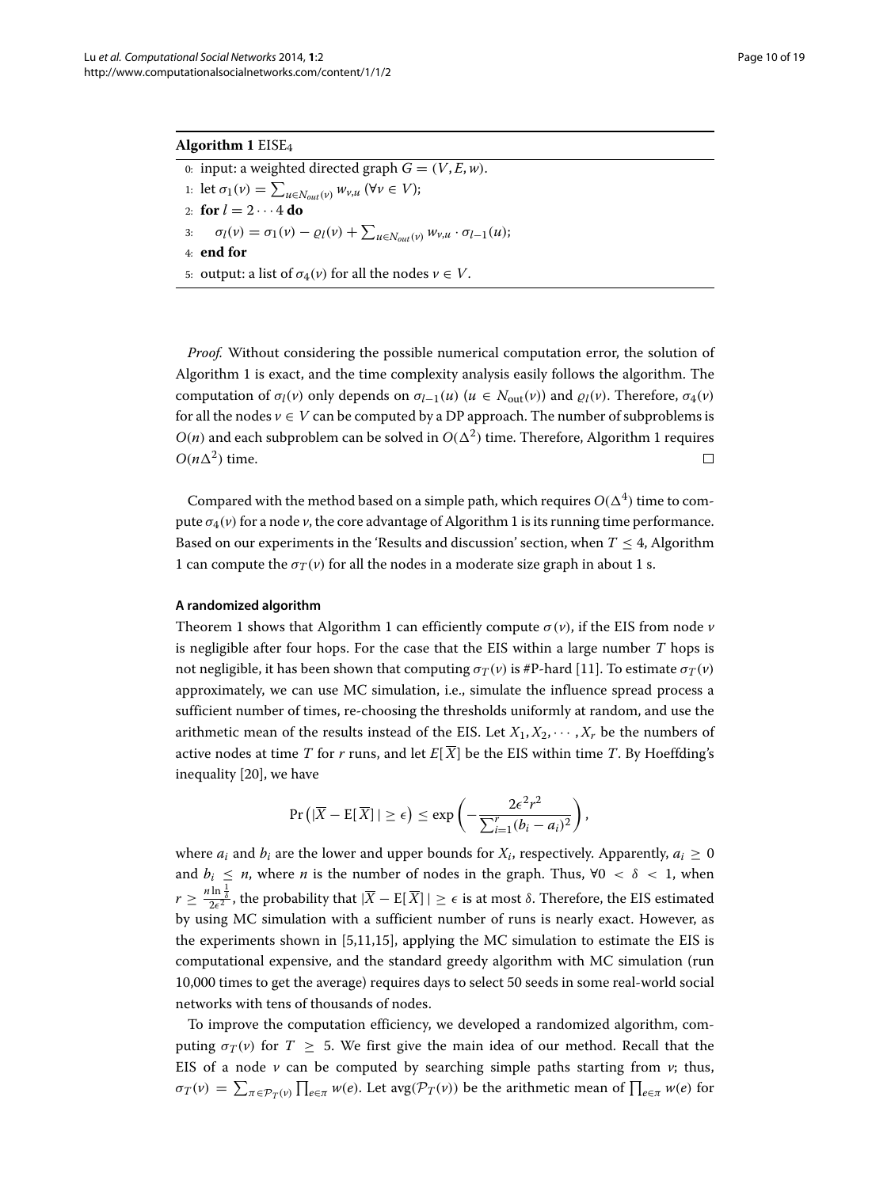**Algorithm 1** $\text{EISE}_4$

```
0: input: a weighted directed graph G = (V, E, w).
1: let σ_1(v) = Σ_{u∈N_out(v)} w_{v,u} (∀v ∈ V);
2: for l = 2 ··· 4 do
3:     σ_l(v) = σ_1(v) − ϱ_l(v) + Σ_{u∈N_out(v)} w_{v,u} · σ_{l−1}(u);
4: end for
5: output: a list of σ_4(v) for all the nodes v ∈ V.
```

*Proof.* Without considering the possible numerical computation error, the solution of Algorithm 1 is exact, and the time complexity analysis easily follows the algorithm. The computation of $\sigma_l(v)$ only depends on $\sigma_{l-1}(u)$ ($u \in N_{\text{out}}(v)$) and $\varrho_l(v)$. Therefore, $\sigma_4(v)$ for all the nodes $v \in V$ can be computed by a DP approach. The number of subproblems is $O(n)$ and each subproblem can be solved in $O(\Delta^2)$ time. Therefore, Algorithm 1 requires $O(n\Delta^2)$ time. □

Compared with the method based on a simple path, which requires $O(\Delta^4)$ time to compute $\sigma_4(v)$ for a node $v$, the core advantage of Algorithm 1 is its running time performance. Based on our experiments in the 'Results and discussion' section, when $T \leq 4$, Algorithm 1 can compute the $\sigma_T(v)$ for all the nodes in a moderate size graph in about 1 s.

#### A randomized algorithm

Theorem 1 shows that Algorithm 1 can efficiently compute $\sigma(v)$, if the EIS from node $v$ is negligible after four hops. For the case that the EIS within a large number $T$ hops is not negligible, it has been shown that computing $\sigma_T(v)$ is #P-hard [11]. To estimate $\sigma_T(v)$ approximately, we can use MC simulation, i.e., simulate the influence spread process a sufficient number of times, re-choosing the thresholds uniformly at random, and use the arithmetic mean of the results instead of the EIS. Let $X_1, X_2, \cdots, X_r$ be the numbers of active nodes at time $T$ for $r$ runs, and let $E[\overline{X}]$ be the EIS within time $T$. By Hoeffding's inequality [20], we have

$$\Pr\left(|\overline{X} - \mathrm{E}[\overline{X}]| \geq \epsilon\right) \leq \exp\left(-\frac{2\epsilon^2 r^2}{\sum_{i=1}^{r}(b_i - a_i)^2}\right),$$

where $a_i$ and $b_i$ are the lower and upper bounds for $X_i$, respectively. Apparently, $a_i \geq 0$ and $b_i \leq n$, where $n$ is the number of nodes in the graph. Thus, $\forall 0 < \delta < 1$, when $r \geq \frac{n \ln \frac{1}{\delta}}{2\epsilon^2}$, the probability that $|\overline{X} - \mathrm{E}[\overline{X}]| \geq \epsilon$ is at most $\delta$. Therefore, the EIS estimated by using MC simulation with a sufficient number of runs is nearly exact. However, as the experiments shown in [5,11,15], applying the MC simulation to estimate the EIS is computational expensive, and the standard greedy algorithm with MC simulation (run 10,000 times to get the average) requires days to select 50 seeds in some real-world social networks with tens of thousands of nodes.

To improve the computation efficiency, we developed a randomized algorithm, computing $\sigma_T(v)$ for $T \geq 5$. We first give the main idea of our method. Recall that the EIS of a node $v$ can be computed by searching simple paths starting from $v$; thus, $\sigma_T(v) = \sum_{\pi \in \mathcal{P}_T(v)} \prod_{e \in \pi} w(e)$. Let $\text{avg}(\mathcal{P}_T(v))$ be the arithmetic mean of $\prod_{e \in \pi} w(e)$ for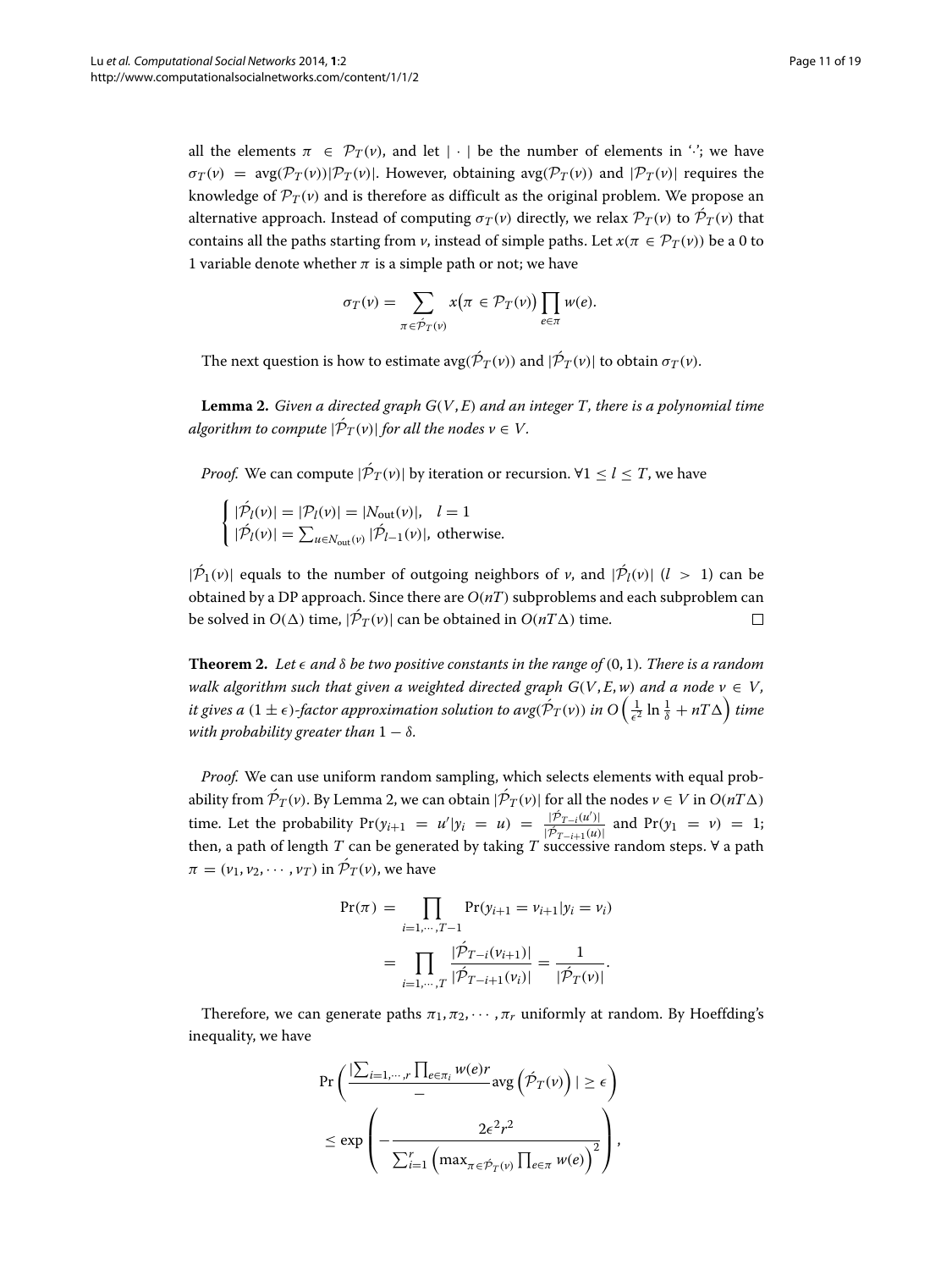all the elements $\pi \in \mathcal{P}_T(v)$, and let $|\cdot|$ be the number of elements in '$\cdot$'; we have $\sigma_T(v) = \text{avg}(\mathcal{P}_T(v))|\mathcal{P}_T(v)|$. However, obtaining $\text{avg}(\mathcal{P}_T(v))$ and $|\mathcal{P}_T(v)|$ requires the knowledge of $\mathcal{P}_T(v)$ and is therefore as difficult as the original problem. We propose an alternative approach. Instead of computing $\sigma_T(v)$ directly, we relax $\mathcal{P}_T(v)$ to $\acute{\mathcal{P}}_T(v)$ that contains all the paths starting from $v$, instead of simple paths. Let $x(\pi \in \mathcal{P}_T(v))$ be a 0 to 1 variable denote whether $\pi$ is a simple path or not; we have

$$\sigma_T(v) = \sum_{\pi \in \acute{\mathcal{P}}_T(v)} x\big(\pi \in \mathcal{P}_T(v)\big) \prod_{e \in \pi} w(e).$$

The next question is how to estimate $\text{avg}(\acute{\mathcal{P}}_T(v))$ and $|\acute{\mathcal{P}}_T(v)|$ to obtain $\sigma_T(v)$.

**Lemma 2.** *Given a directed graph $G(V, E)$ and an integer $T$, there is a polynomial time algorithm to compute $|\acute{\mathcal{P}}_T(v)|$ for all the nodes $v \in V$.*

*Proof.* We can compute $|\acute{\mathcal{P}}_T(v)|$ by iteration or recursion. $\forall 1 \leq l \leq T$, we have

$$\begin{cases} |\acute{\mathcal{P}}_l(v)| = |\mathcal{P}_l(v)| = |N_{\text{out}}(v)|, & l = 1 \\ |\acute{\mathcal{P}}_l(v)| = \sum_{u \in N_{\text{out}}(v)} |\acute{\mathcal{P}}_{l-1}(v)|, & \text{otherwise.} \end{cases}$$

$|\acute{\mathcal{P}}_1(v)|$ equals to the number of outgoing neighbors of $v$, and $|\acute{\mathcal{P}}_l(v)|$ $(l > 1)$ can be obtained by a DP approach. Since there are $O(nT)$ subproblems and each subproblem can be solved in $O(\Delta)$ time, $|\acute{\mathcal{P}}_T(v)|$ can be obtained in $O(nT\Delta)$ time. □

**Theorem 2.** *Let $\epsilon$ and $\delta$ be two positive constants in the range of $(0, 1)$. There is a random walk algorithm such that given a weighted directed graph $G(V, E, w)$ and a node $v \in V$, it gives a $(1 \pm \epsilon)$-factor approximation solution to $\text{avg}(\acute{\mathcal{P}}_T(v))$ in $O\left(\frac{1}{\epsilon^2} \ln \frac{1}{\delta} + nT\Delta\right)$ time with probability greater than $1 - \delta$.*

*Proof.* We can use uniform random sampling, which selects elements with equal probability from $\acute{\mathcal{P}}_T(v)$. By Lemma 2, we can obtain $|\acute{\mathcal{P}}_T(v)|$ for all the nodes $v \in V$ in $O(nT\Delta)$ time. Let the probability $\Pr(y_{i+1} = u'|y_i = u) = \frac{|\acute{\mathcal{P}}_{T-i}(u')|}{|\acute{\mathcal{P}}_{T-i+1}(u)|}$ and $\Pr(y_1 = v) = 1$; then, a path of length $T$ can be generated by taking $T$ successive random steps. $\forall$ a path $\pi = (v_1, v_2, \cdots, v_T)$ in $\acute{\mathcal{P}}_T(v)$, we have

$$\begin{aligned} \Pr(\pi) &= \prod_{i=1,\cdots,T-1} \Pr(y_{i+1} = v_{i+1}|y_i = v_i) \\ &= \prod_{i=1,\cdots,T} \frac{|\acute{\mathcal{P}}_{T-i}(v_{i+1})|}{|\acute{\mathcal{P}}_{T-i+1}(v_i)|} = \frac{1}{|\acute{\mathcal{P}}_T(v)|}. \end{aligned}$$

Therefore, we can generate paths $\pi_1, \pi_2, \cdots, \pi_r$ uniformly at random. By Hoeffding's inequality, we have

$$\Pr\left(\frac{|\sum_{i=1,\cdots,r} \prod_{e \in \pi_i} w(e) r}{-} \text{avg}\left(\acute{\mathcal{P}}_T(v)\right) | \geq \epsilon\right)$$
$$\leq \exp\left(-\frac{2\epsilon^2 r^2}{\sum_{i=1}^r \left(\max_{\pi \in \acute{\mathcal{P}}_T(v)} \prod_{e \in \pi} w(e)\right)^2}\right),$$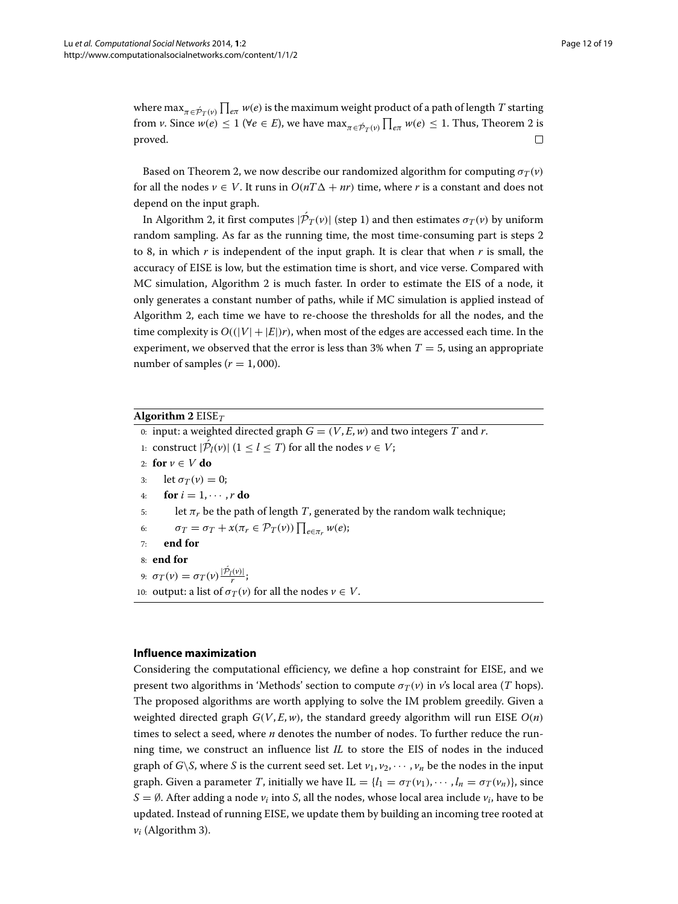where $\max_{\pi \in \acute{\mathcal{P}}_T(v)} \prod_{e\pi} w(e)$ is the maximum weight product of a path of length $T$ starting from $v$. Since $w(e) \leq 1$ ($\forall e \in E$), we have $\max_{\pi \in \acute{\mathcal{P}}_T(v)} \prod_{e\pi} w(e) \leq 1$. Thus, Theorem 2 is proved. □

Based on Theorem 2, we now describe our randomized algorithm for computing $\sigma_T(v)$ for all the nodes $v \in V$. It runs in $O(nT\Delta + nr)$ time, where $r$ is a constant and does not depend on the input graph.

In Algorithm 2, it first computes $|\acute{\mathcal{P}}_T(v)|$ (step 1) and then estimates $\sigma_T(v)$ by uniform random sampling. As far as the running time, the most time-consuming part is steps 2 to 8, in which $r$ is independent of the input graph. It is clear that when $r$ is small, the accuracy of EISE is low, but the estimation time is short, and vice verse. Compared with MC simulation, Algorithm 2 is much faster. In order to estimate the EIS of a node, it only generates a constant number of paths, while if MC simulation is applied instead of Algorithm 2, each time we have to re-choose the thresholds for all the nodes, and the time complexity is $O((|V| + |E|)r)$, when most of the edges are accessed each time. In the experiment, we observed that the error is less than 3% when $T = 5$, using an appropriate number of samples ($r = 1,000$).

**Algorithm 2** $\text{EISE}_T$

```
0:  input: a weighted directed graph G = (V, E, w) and two integers T and r.
1:  construct |Ṕ_l(v)| (1 ≤ l ≤ T) for all the nodes v ∈ V;
2:  for v ∈ V do
3:      let σ_T(v) = 0;
4:      for i = 1, ··· , r do
5:          let π_r be the path of length T, generated by the random walk technique;
6:          σ_T = σ_T + x(π_r ∈ P_T(v)) ∏_{e∈π_r} w(e);
7:      end for
8:  end for
9:  σ_T(v) = σ_T(v) |Ṕ_l(v)| / r;
10: output: a list of σ_T(v) for all the nodes v ∈ V.
```

## Influence maximization

Considering the computational efficiency, we define a hop constraint for EISE, and we present two algorithms in 'Methods' section to compute $\sigma_T(v)$ in $v$'s local area ($T$ hops). The proposed algorithms are worth applying to solve the IM problem greedily. Given a weighted directed graph $G(V, E, w)$, the standard greedy algorithm will run EISE $O(n)$ times to select a seed, where $n$ denotes the number of nodes. To further reduce the running time, we construct an influence list $IL$ to store the EIS of nodes in the induced graph of $G \backslash S$, where $S$ is the current seed set. Let $v_1, v_2, \cdots, v_n$ be the nodes in the input graph. Given a parameter $T$, initially we have $\text{IL} = \{l_1 = \sigma_T(v_1), \cdots, l_n = \sigma_T(v_n)\}$, since $S = \emptyset$. After adding a node $v_i$ into $S$, all the nodes, whose local area include $v_i$, have to be updated. Instead of running EISE, we update them by building an incoming tree rooted at $v_i$ (Algorithm 3).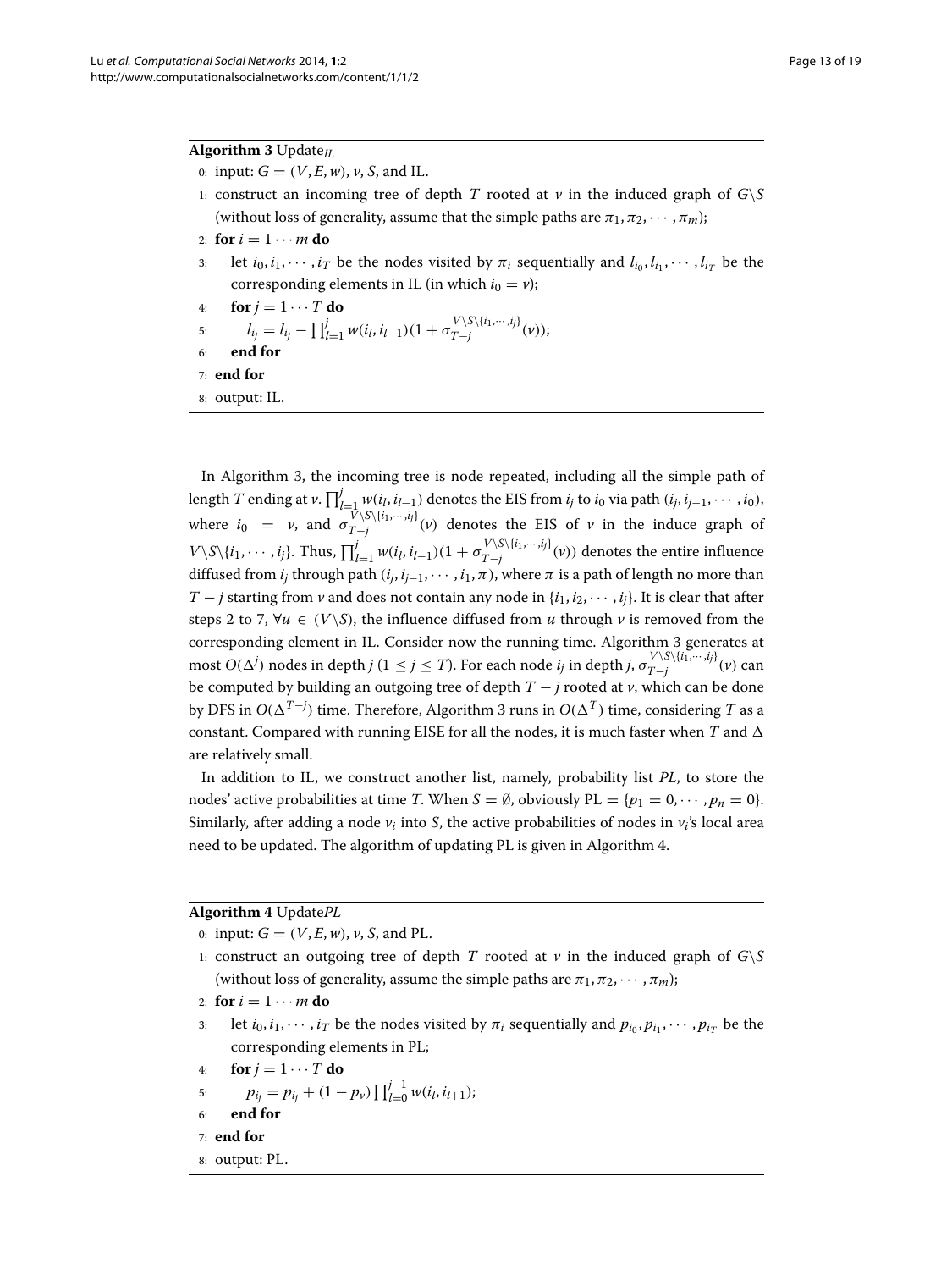**Algorithm 3** Update$_{IL}$

```
0: input: G = (V, E, w), v, S, and IL.
1: construct an incoming tree of depth T rooted at v in the induced graph of G\S
   (without loss of generality, assume that the simple paths are π_1, π_2, ··· , π_m);
2: for i = 1 ··· m do
3:     let i_0, i_1, ··· , i_T be the nodes visited by π_i sequentially and l_{i_0}, l_{i_1}, ··· , l_{i_T} be the
       corresponding elements in IL (in which i_0 = v);
4:     for j = 1 ··· T do
5:         l_{i_j} = l_{i_j} − ∏_{l=1}^{j} w(i_l, i_{l−1})(1 + σ_{T−j}^{V\S\{i_1,···,i_j}}(v));
6:     end for
7: end for
8: output: IL.
```

In Algorithm 3, the incoming tree is node repeated, including all the simple path of length $T$ ending at $v$. $\prod_{l=1}^{j} w(i_l, i_{l-1})$ denotes the EIS from $i_j$ to $i_0$ via path $(i_j, i_{j-1}, \cdots, i_0)$, where $i_0 = v$, and $\sigma_{T-j}^{V\backslash S\backslash\{i_1,\cdots,i_j\}}(v)$ denotes the EIS of $v$ in the induce graph of $V\backslash S\backslash\{i_1, \cdots, i_j\}$. Thus, $\prod_{l=1}^{j} w(i_l, i_{l-1})(1 + \sigma_{T-j}^{V\backslash S\backslash\{i_1,\cdots,i_j\}}(v))$ denotes the entire influence diffused from $i_j$ through path $(i_j, i_{j-1}, \cdots, i_1, \pi)$, where $\pi$ is a path of length no more than $T - j$ starting from $v$ and does not contain any node in $\{i_1, i_2, \cdots, i_j\}$. It is clear that after steps 2 to 7, $\forall u \in (V\backslash S)$, the influence diffused from $u$ through $v$ is removed from the corresponding element in IL. Consider now the running time. Algorithm 3 generates at most $O(\Delta^j)$ nodes in depth $j$ $(1 \leq j \leq T)$. For each node $i_j$ in depth $j$, $\sigma_{T-j}^{V\backslash S\backslash\{i_1,\cdots,i_j\}}(v)$ can be computed by building an outgoing tree of depth $T - j$ rooted at $v$, which can be done by DFS in $O(\Delta^{T-j})$ time. Therefore, Algorithm 3 runs in $O(\Delta^T)$ time, considering $T$ as a constant. Compared with running EISE for all the nodes, it is much faster when $T$ and $\Delta$ are relatively small.

In addition to IL, we construct another list, namely, probability list *PL*, to store the nodes' active probabilities at time $T$. When $S = \emptyset$, obviously $\text{PL} = \{p_1 = 0, \cdots, p_n = 0\}$. Similarly, after adding a node $v_i$ into $S$, the active probabilities of nodes in $v_i$'s local area need to be updated. The algorithm of updating PL is given in Algorithm 4.

**Algorithm 4** Update*PL*

```
0: input: G = (V, E, w), v, S, and PL.
1: construct an outgoing tree of depth T rooted at v in the induced graph of G\S
   (without loss of generality, assume the simple paths are π_1, π_2, ··· , π_m);
2: for i = 1 ··· m do
3:     let i_0, i_1, ··· , i_T be the nodes visited by π_i sequentially and p_{i_0}, p_{i_1}, ··· , p_{i_T} be the
       corresponding elements in PL;
4:     for j = 1 ··· T do
5:         p_{i_j} = p_{i_j} + (1 − p_v) ∏_{l=0}^{j−1} w(i_l, i_{l+1});
6:     end for
7: end for
8: output: PL.
```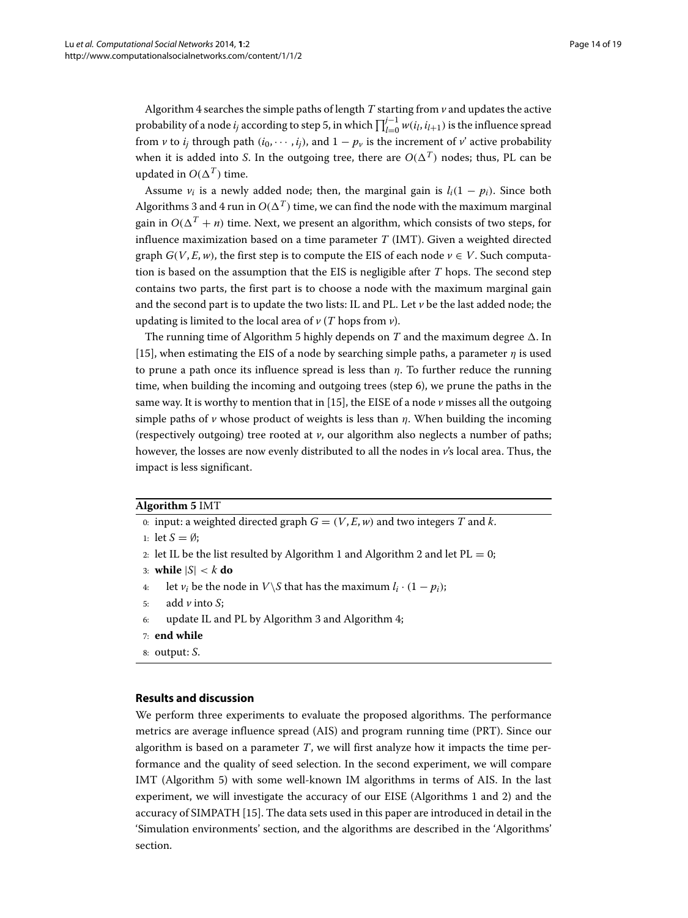Algorithm 4 searches the simple paths of length $T$ starting from $v$ and updates the active probability of a node $i_j$ according to step 5, in which $\prod_{l=0}^{j-1} w(i_l, i_{l+1})$ is the influence spread from $v$ to $i_j$ through path $(i_0, \cdots, i_j)$, and $1 - p_v$ is the increment of $v$' active probability when it is added into $S$. In the outgoing tree, there are $O(\Delta^T)$ nodes; thus, PL can be updated in $O(\Delta^T)$ time.

Assume $v_i$ is a newly added node; then, the marginal gain is $l_i(1 - p_i)$. Since both Algorithms 3 and 4 run in $O(\Delta^T)$ time, we can find the node with the maximum marginal gain in $O(\Delta^T + n)$ time. Next, we present an algorithm, which consists of two steps, for influence maximization based on a time parameter $T$ (IMT). Given a weighted directed graph $G(V, E, w)$, the first step is to compute the EIS of each node $v \in V$. Such computation is based on the assumption that the EIS is negligible after $T$ hops. The second step contains two parts, the first part is to choose a node with the maximum marginal gain and the second part is to update the two lists: IL and PL. Let $v$ be the last added node; the updating is limited to the local area of $v$ ($T$ hops from $v$).

The running time of Algorithm 5 highly depends on $T$ and the maximum degree $\Delta$. In [15], when estimating the EIS of a node by searching simple paths, a parameter $\eta$ is used to prune a path once its influence spread is less than $\eta$. To further reduce the running time, when building the incoming and outgoing trees (step 6), we prune the paths in the same way. It is worthy to mention that in [15], the EISE of a node $v$ misses all the outgoing simple paths of $v$ whose product of weights is less than $\eta$. When building the incoming (respectively outgoing) tree rooted at $v$, our algorithm also neglects a number of paths; however, the losses are now evenly distributed to all the nodes in $v$'s local area. Thus, the impact is less significant.

**Algorithm 5** IMT

```
0: input: a weighted directed graph G = (V, E, w) and two integers T and k.
1: let S = ∅;
2: let IL be the list resulted by Algorithm 1 and Algorithm 2 and let PL = 0;
3: while |S| < k do
4:     let v_i be the node in V\S that has the maximum l_i · (1 − p_i);
5:     add v into S;
6:     update IL and PL by Algorithm 3 and Algorithm 4;
7: end while
8: output: S.
```

## Results and discussion

We perform three experiments to evaluate the proposed algorithms. The performance metrics are average influence spread (AIS) and program running time (PRT). Since our algorithm is based on a parameter $T$, we will first analyze how it impacts the time performance and the quality of seed selection. In the second experiment, we will compare IMT (Algorithm 5) with some well-known IM algorithms in terms of AIS. In the last experiment, we will investigate the accuracy of our EISE (Algorithms 1 and 2) and the accuracy of SIMPATH [15]. The data sets used in this paper are introduced in detail in the 'Simulation environments' section, and the algorithms are described in the 'Algorithms' section.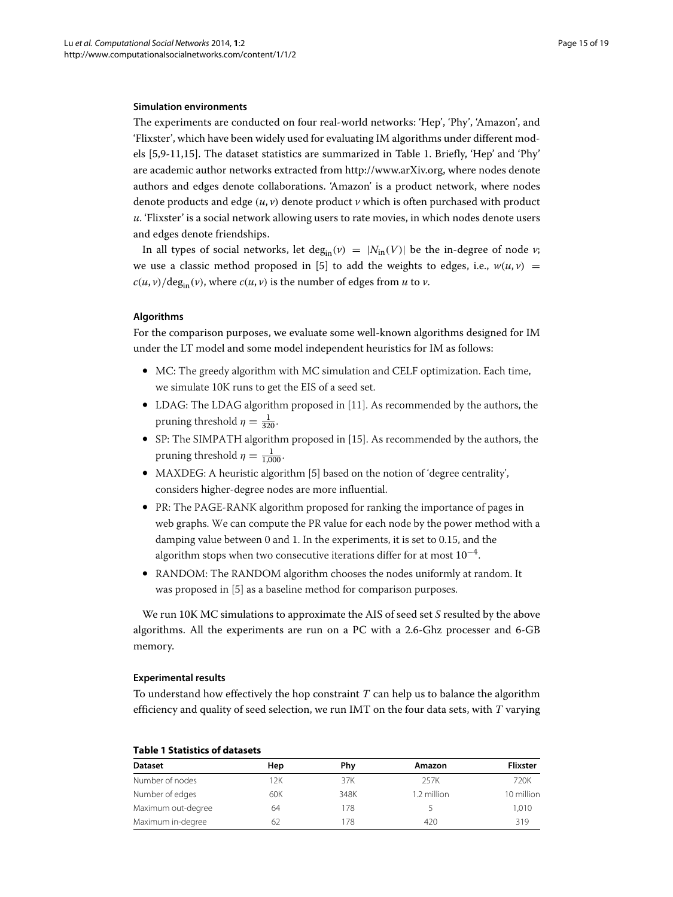### Simulation environments

The experiments are conducted on four real-world networks: 'Hep', 'Phy', 'Amazon', and 'Flixster', which have been widely used for evaluating IM algorithms under different models [5,9-11,15]. The dataset statistics are summarized in Table 1. Briefly, 'Hep' and 'Phy' are academic author networks extracted from http://www.arXiv.org, where nodes denote authors and edges denote collaborations. 'Amazon' is a product network, where nodes denote products and edge $(u, v)$ denote product $v$ which is often purchased with product $u$. 'Flixster' is a social network allowing users to rate movies, in which nodes denote users and edges denote friendships.

In all types of social networks, let $\deg_{\text{in}}(v) = |N_{\text{in}}(V)|$ be the in-degree of node $v$; we use a classic method proposed in [5] to add the weights to edges, i.e., $w(u, v) = c(u, v)/\deg_{\text{in}}(v)$, where $c(u, v)$ is the number of edges from $u$ to $v$.

### Algorithms

For the comparison purposes, we evaluate some well-known algorithms designed for IM under the LT model and some model independent heuristics for IM as follows:

- MC: The greedy algorithm with MC simulation and CELF optimization. Each time, we simulate 10K runs to get the EIS of a seed set.
- LDAG: The LDAG algorithm proposed in [11]. As recommended by the authors, the pruning threshold $\eta = \frac{1}{320}$.
- SP: The SIMPATH algorithm proposed in [15]. As recommended by the authors, the pruning threshold $\eta = \frac{1}{1,000}$.
- MAXDEG: A heuristic algorithm [5] based on the notion of 'degree centrality', considers higher-degree nodes are more influential.
- PR: The PAGE-RANK algorithm proposed for ranking the importance of pages in web graphs. We can compute the PR value for each node by the power method with a damping value between 0 and 1. In the experiments, it is set to 0.15, and the algorithm stops when two consecutive iterations differ for at most $10^{-4}$.
- RANDOM: The RANDOM algorithm chooses the nodes uniformly at random. It was proposed in [5] as a baseline method for comparison purposes.

We run 10K MC simulations to approximate the AIS of seed set $S$ resulted by the above algorithms. All the experiments are run on a PC with a 2.6-Ghz processer and 6-GB memory.

### Experimental results

To understand how effectively the hop constraint $T$ can help us to balance the algorithm efficiency and quality of seed selection, we run IMT on the four data sets, with $T$ varying

**Table 1 Statistics of datasets**

| Dataset | Hep | Phy | Amazon | Flixster |
|---|---|---|---|---|
| Number of nodes | 12K | 37K | 257K | 720K |
| Number of edges | 60K | 348K | 1.2 million | 10 million |
| Maximum out-degree | 64 | 178 | 5 | 1,010 |
| Maximum in-degree | 62 | 178 | 420 | 319 |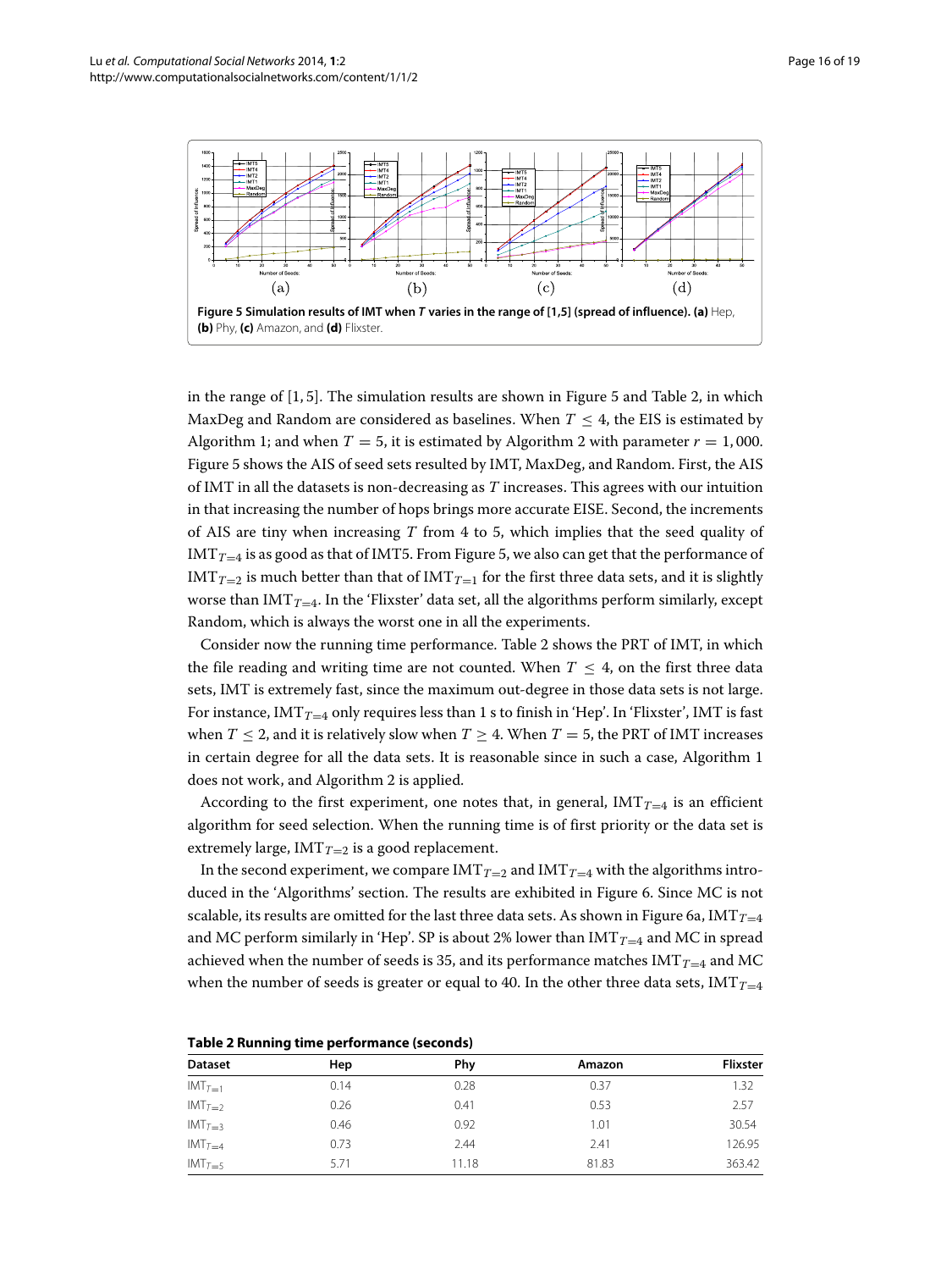IMT5
IMT4
IMT2
IMT1
MaxDeg
Random

Spread of Influence

Number of Seeds

(a) (b) (c) (d)

**Figure 5 Simulation results of IMT when *T* varies in the range of [1,5] (spread of influence). (a)** Hep, **(b)** Phy, **(c)** Amazon, and **(d)** Flixster.

in the range of $[1, 5]$. The simulation results are shown in Figure 5 and Table 2, in which MaxDeg and Random are considered as baselines. When $T \leq 4$, the EIS is estimated by Algorithm 1; and when $T = 5$, it is estimated by Algorithm 2 with parameter $r = 1,000$. Figure 5 shows the AIS of seed sets resulted by IMT, MaxDeg, and Random. First, the AIS of IMT in all the datasets is non-decreasing as $T$ increases. This agrees with our intuition in that increasing the number of hops brings more accurate EISE. Second, the increments of AIS are tiny when increasing $T$ from 4 to 5, which implies that the seed quality of $\text{IMT}_{T=4}$ is as good as that of IMT5. From Figure 5, we also can get that the performance of $\text{IMT}_{T=2}$ is much better than that of $\text{IMT}_{T=1}$ for the first three data sets, and it is slightly worse than $\text{IMT}_{T=4}$. In the 'Flixster' data set, all the algorithms perform similarly, except Random, which is always the worst one in all the experiments.

Consider now the running time performance. Table 2 shows the PRT of IMT, in which the file reading and writing time are not counted. When $T \leq 4$, on the first three data sets, IMT is extremely fast, since the maximum out-degree in those data sets is not large. For instance, $\text{IMT}_{T=4}$ only requires less than 1 s to finish in 'Hep'. In 'Flixster', IMT is fast when $T \leq 2$, and it is relatively slow when $T \geq 4$. When $T = 5$, the PRT of IMT increases in certain degree for all the data sets. It is reasonable since in such a case, Algorithm 1 does not work, and Algorithm 2 is applied.

According to the first experiment, one notes that, in general, $\text{IMT}_{T=4}$ is an efficient algorithm for seed selection. When the running time is of first priority or the data set is extremely large, $\text{IMT}_{T=2}$ is a good replacement.

In the second experiment, we compare $\text{IMT}_{T=2}$ and $\text{IMT}_{T=4}$ with the algorithms introduced in the 'Algorithms' section. The results are exhibited in Figure 6. Since MC is not scalable, its results are omitted for the last three data sets. As shown in Figure 6a, $\text{IMT}_{T=4}$ and MC perform similarly in 'Hep'. SP is about 2% lower than $\text{IMT}_{T=4}$ and MC in spread achieved when the number of seeds is 35, and its performance matches $\text{IMT}_{T=4}$ and MC when the number of seeds is greater or equal to 40. In the other three data sets, $\text{IMT}_{T=4}$

**Table 2 Running time performance (seconds)**

| Dataset | Hep | Phy | Amazon | Flixster |
|---|---|---|---|---|
| $\text{IMT}_{T=1}$ | 0.14 | 0.28 | 0.37 | 1.32 |
| $\text{IMT}_{T=2}$ | 0.26 | 0.41 | 0.53 | 2.57 |
| $\text{IMT}_{T=3}$ | 0.46 | 0.92 | 1.01 | 30.54 |
| $\text{IMT}_{T=4}$ | 0.73 | 2.44 | 2.41 | 126.95 |
| $\text{IMT}_{T=5}$ | 5.71 | 11.18 | 81.83 | 363.42 |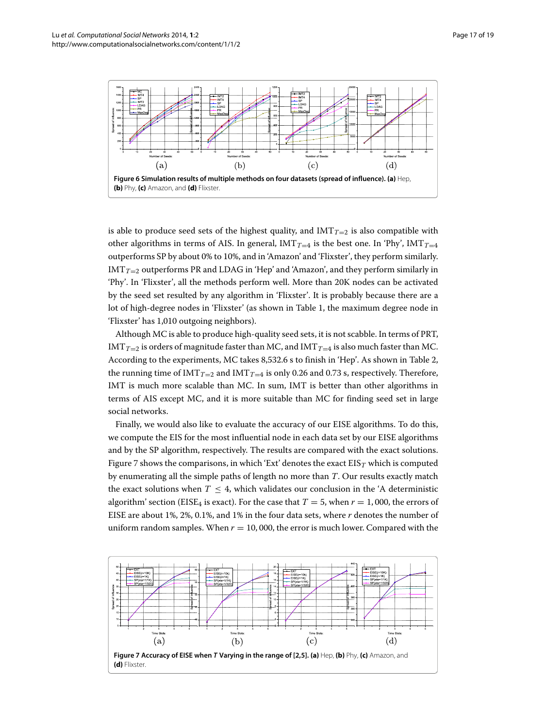Number of Seeds

(a) (b) (c) (d)

**Figure 6 Simulation results of multiple methods on four datasets (spread of influence). (a)** Hep, **(b)** Phy, **(c)** Amazon, and **(d)** Flixster.

is able to produce seed sets of the highest quality, and $\text{IMT}_{T=2}$ is also compatible with other algorithms in terms of AIS. In general, $\text{IMT}_{T=4}$ is the best one. In 'Phy', $\text{IMT}_{T=4}$ outperforms SP by about 0% to 10%, and in 'Amazon' and 'Flixster', they perform similarly. $\text{IMT}_{T=2}$ outperforms PR and LDAG in 'Hep' and 'Amazon', and they perform similarly in 'Phy'. In 'Flixster', all the methods perform well. More than 20K nodes can be activated by the seed set resulted by any algorithm in 'Flixster'. It is probably because there are a lot of high-degree nodes in 'Flixster' (as shown in Table 1, the maximum degree node in 'Flixster' has 1,010 outgoing neighbors).

Although MC is able to produce high-quality seed sets, it is not scabble. In terms of PRT, $\text{IMT}_{T=2}$ is orders of magnitude faster than MC, and $\text{IMT}_{T=4}$ is also much faster than MC. According to the experiments, MC takes 8,532.6 s to finish in 'Hep'. As shown in Table 2, the running time of $\text{IMT}_{T=2}$ and $\text{IMT}_{T=4}$ is only 0.26 and 0.73 s, respectively. Therefore, IMT is much more scalable than MC. In sum, IMT is better than other algorithms in terms of AIS except MC, and it is more suitable than MC for finding seed set in large social networks.

Finally, we would also like to evaluate the accuracy of our EISE algorithms. To do this, we compute the EIS for the most influential node in each data set by our EISE algorithms and by the SP algorithm, respectively. The results are compared with the exact solutions. Figure 7 shows the comparisons, in which 'Ext' denotes the exact $\text{EIS}_T$ which is computed by enumerating all the simple paths of length no more than $T$. Our results exactly match the exact solutions when $T \leq 4$, which validates our conclusion in the 'A deterministic algorithm' section ($\text{EISE}_4$ is exact). For the case that $T = 5$, when $r = 1,000$, the errors of EISE are about 1%, 2%, 0.1%, and 1% in the four data sets, where $r$ denotes the number of uniform random samples. When $r = 10,000$, the error is much lower. Compared with the

Time Slots

(a) (b) (c) (d)

**Figure 7 Accuracy of EISE when *T* Varying in the range of [2,5]. (a)** Hep, **(b)** Phy, **(c)** Amazon, and **(d)** Flixster.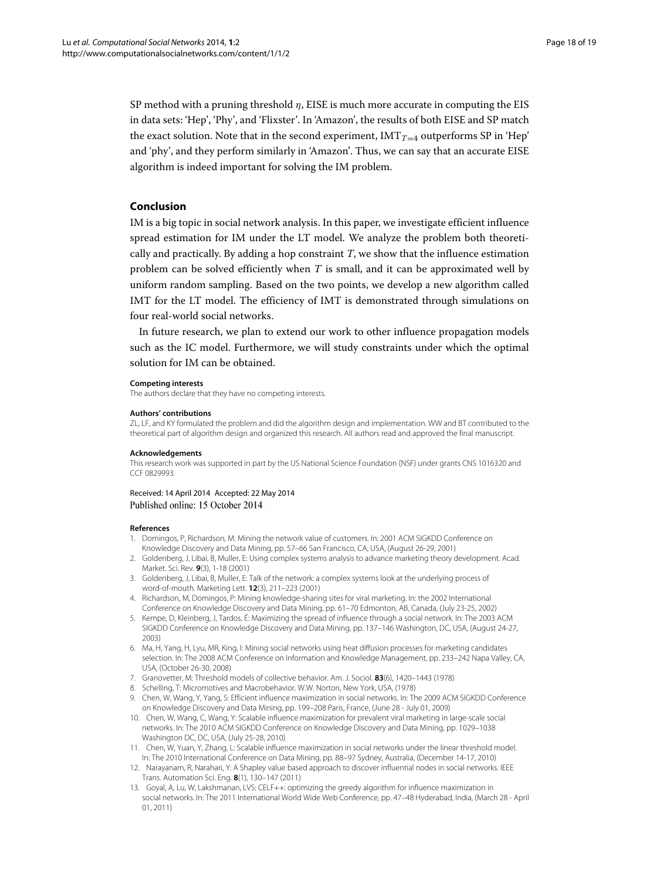SP method with a pruning threshold $\eta$, EISE is much more accurate in computing the EIS in data sets: 'Hep', 'Phy', and 'Flixster'. In 'Amazon', the results of both EISE and SP match the exact solution. Note that in the second experiment, $\text{IMT}_{T=4}$ outperforms SP in 'Hep' and 'phy', and they perform similarly in 'Amazon'. Thus, we can say that an accurate EISE algorithm is indeed important for solving the IM problem.

## Conclusion

IM is a big topic in social network analysis. In this paper, we investigate efficient influence spread estimation for IM under the LT model. We analyze the problem both theoretically and practically. By adding a hop constraint $T$, we show that the influence estimation problem can be solved efficiently when $T$ is small, and it can be approximated well by uniform random sampling. Based on the two points, we develop a new algorithm called IMT for the LT model. The efficiency of IMT is demonstrated through simulations on four real-world social networks.

In future research, we plan to extend our work to other influence propagation models such as the IC model. Furthermore, we will study constraints under which the optimal solution for IM can be obtained.

#### Competing interests

The authors declare that they have no competing interests.

#### Authors' contributions

ZL, LF, and KY formulated the problem and did the algorithm design and implementation. WW and BT contributed to the theoretical part of algorithm design and organized this research. All authors read and approved the final manuscript.

#### Acknowledgements

This research work was supported in part by the US National Science Foundation (NSF) under grants CNS 1016320 and CCF 0829993.

Received: 14 April 2014 Accepted: 22 May 2014
Published online: 15 October 2014

#### References

1. Domingos, P, Richardson, M: Mining the network value of customers. In: 2001 ACM SIGKDD Conference on Knowledge Discovery and Data Mining, pp. 57–66 San Francisco, CA, USA, (August 26-29, 2001)
2. Goldenberg, J, Libai, B, Muller, E: Using complex systems analysis to advance marketing theory development. Acad. Market. Sci. Rev. **9**(3), 1-18 (2001)
3. Goldenberg, J, Libai, B, Muller, E: Talk of the network: a complex systems look at the underlying process of word-of-mouth. Marketing Lett. **12**(3), 211–223 (2001)
4. Richardson, M, Domingos, P: Mining knowledge-sharing sites for viral marketing. In: the 2002 International Conference on Knowledge Discovery and Data Mining, pp. 61–70 Edmonton, AB, Canada, (July 23-25, 2002)
5. Kempe, D, Kleinberg, J, Tardos, É: Maximizing the spread of influence through a social network. In: The 2003 ACM SIGKDD Conference on Knowledge Discovery and Data Mining, pp. 137–146 Washington, DC, USA, (August 24-27, 2003)
6. Ma, H, Yang, H, Lyu, MR, King, I: Mining social networks using heat diffusion processes for marketing candidates selection. In: The 2008 ACM Conference on Information and Knowledge Management, pp. 233–242 Napa Valley, CA, USA, (October 26-30, 2008)
7. Granovetter, M: Threshold models of collective behavior. Am. J. Sociol. **83**(6), 1420–1443 (1978)
8. Schelling, T: Micromotives and Macrobehavior. W.W. Norton, New York, USA, (1978)
9. Chen, W, Wang, Y, Yang, S: Efficient influence maximization in social networks. In: The 2009 ACM SIGKDD Conference on Knowledge Discovery and Data Mining, pp. 199–208 Paris, France, (June 28 - July 01, 2009)
10. Chen, W, Wang, C, Wang, Y: Scalable influence maximization for prevalent viral marketing in large-scale social networks. In: The 2010 ACM SIGKDD Conference on Knowledge Discovery and Data Mining, pp. 1029–1038 Washington DC, DC, USA, (July 25-28, 2010)
11. Chen, W, Yuan, Y, Zhang, L: Scalable influence maximization in social networks under the linear threshold model. In: The 2010 International Conference on Data Mining, pp. 88–97 Sydney, Australia, (December 14-17, 2010)
12. Narayanam, R, Narahari, Y: A Shapley value based approach to discover influential nodes in social networks. IEEE Trans. Automation Sci. Eng. **8**(1), 130–147 (2011)
13. Goyal, A, Lu, W, Lakshmanan, LVS: CELF++: optimizing the greedy algorithm for influence maximization in social networks. In: The 2011 International World Wide Web Conference, pp. 47–48 Hyderabad, India, (March 28 - April 01, 2011)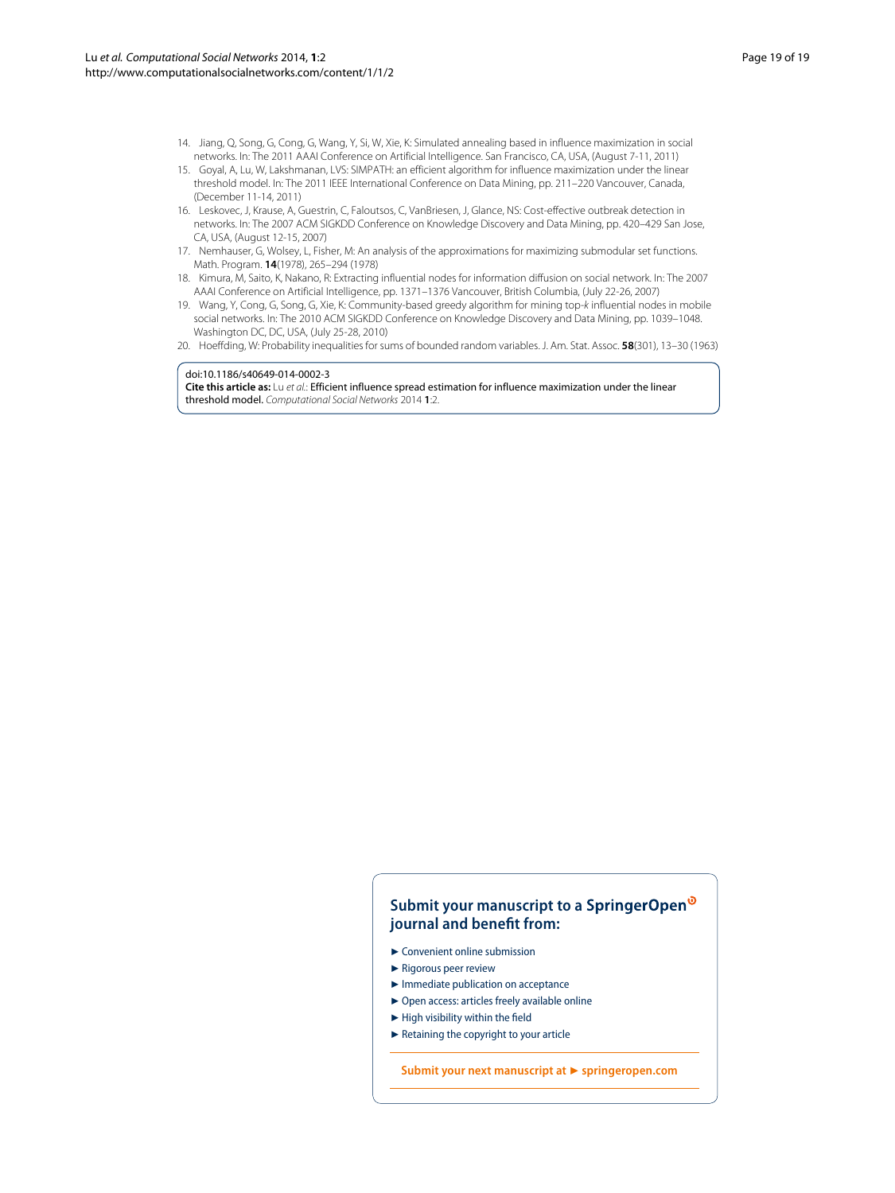14. Jiang, Q, Song, G, Cong, G, Wang, Y, Si, W, Xie, K: Simulated annealing based in influence maximization in social networks. In: The 2011 AAAI Conference on Artificial Intelligence. San Francisco, CA, USA, (August 7-11, 2011)
15. Goyal, A, Lu, W, Lakshmanan, LVS: SIMPATH: an efficient algorithm for influence maximization under the linear threshold model. In: The 2011 IEEE International Conference on Data Mining, pp. 211–220 Vancouver, Canada, (December 11-14, 2011)
16. Leskovec, J, Krause, A, Guestrin, C, Faloutsos, C, VanBriesen, J, Glance, NS: Cost-effective outbreak detection in networks. In: The 2007 ACM SIGKDD Conference on Knowledge Discovery and Data Mining, pp. 420–429 San Jose, CA, USA, (August 12-15, 2007)
17. Nemhauser, G, Wolsey, L, Fisher, M: An analysis of the approximations for maximizing submodular set functions. Math. Program. **14**(1978), 265–294 (1978)
18. Kimura, M, Saito, K, Nakano, R: Extracting influential nodes for information diffusion on social network. In: The 2007 AAAI Conference on Artificial Intelligence, pp. 1371–1376 Vancouver, British Columbia, (July 22-26, 2007)
19. Wang, Y, Cong, G, Song, G, Xie, K: Community-based greedy algorithm for mining top-*k* influential nodes in mobile social networks. In: The 2010 ACM SIGKDD Conference on Knowledge Discovery and Data Mining, pp. 1039–1048. Washington DC, DC, USA, (July 25-28, 2010)
20. Hoeffding, W: Probability inequalities for sums of bounded random variables. J. Am. Stat. Assoc. **58**(301), 13–30 (1963)

doi:10.1186/s40649-014-0002-3
**Cite this article as:** Lu *et al.*: Efficient influence spread estimation for influence maximization under the linear threshold model. *Computational Social Networks* 2014 **1**:2.

**Submit your manuscript to a SpringerOpen journal and benefit from:**

- ► Convenient online submission
- ► Rigorous peer review
- ► Immediate publication on acceptance
- ► Open access: articles freely available online
- ► High visibility within the field
- ► Retaining the copyright to your article

**Submit your next manuscript at ► springeropen.com**